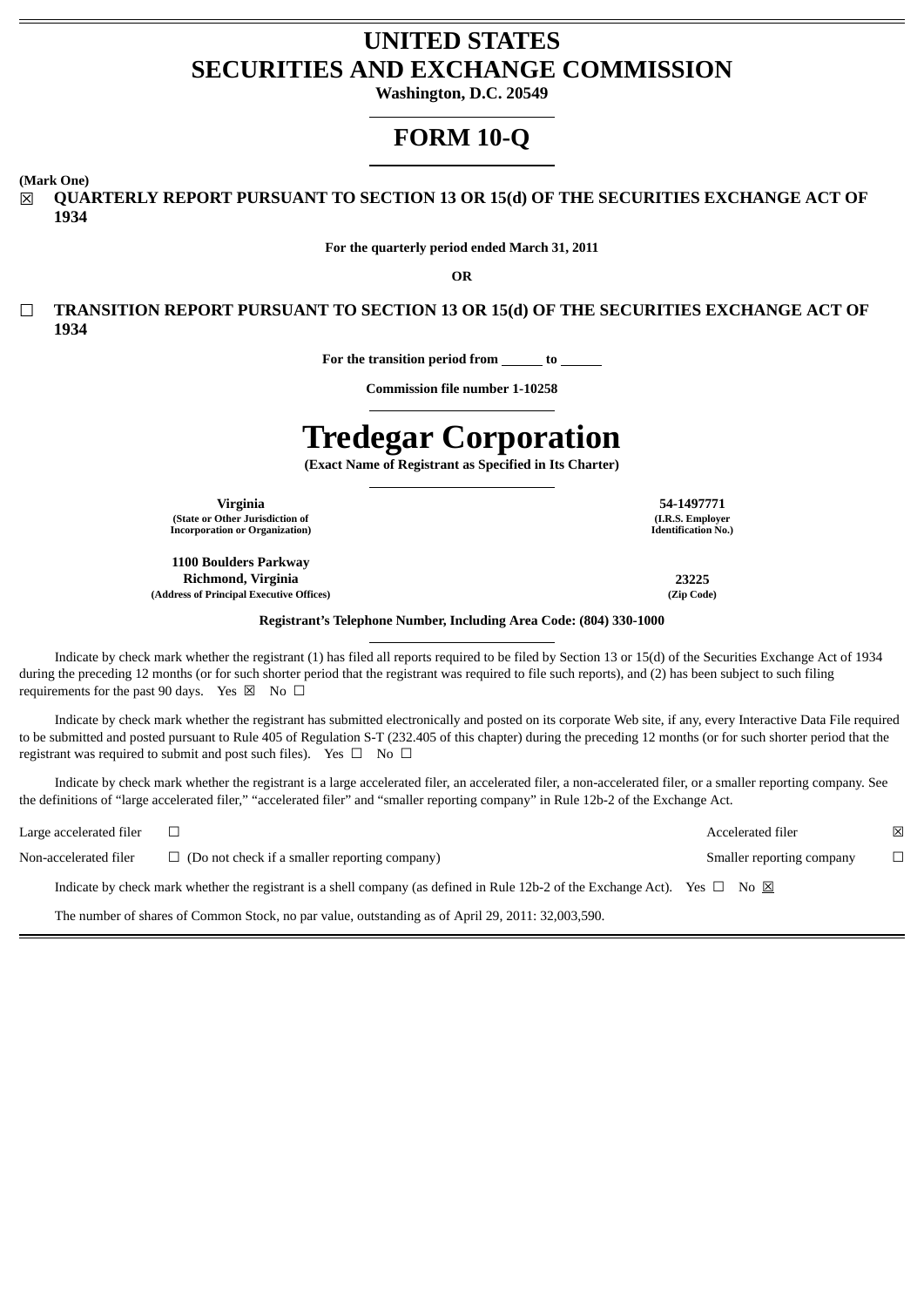# UNITED STATES
# SECURITIES AND EXCHANGE COMMISSION

**Washington, D.C. 20549**

# FORM 10-Q

**(Mark One)**

☒ **QUARTERLY REPORT PURSUANT TO SECTION 13 OR 15(d) OF THE SECURITIES EXCHANGE ACT OF 1934**

**For the quarterly period ended March 31, 2011**

**OR**

☐ **TRANSITION REPORT PURSUANT TO SECTION 13 OR 15(d) OF THE SECURITIES EXCHANGE ACT OF 1934**

**For the transition period from ______ to ______**

**Commission file number 1-10258**

# Tredegar Corporation

**(Exact Name of Registrant as Specified in Its Charter)**

| | |
|---|---|
| **Virginia** | **54-1497771** |
| **(State or Other Jurisdiction of Incorporation or Organization)** | **(I.R.S. Employer Identification No.)** |
| **1100 Boulders Parkway Richmond, Virginia** | **23225** |
| **(Address of Principal Executive Offices)** | **(Zip Code)** |

**Registrant's Telephone Number, Including Area Code: (804) 330-1000**

Indicate by check mark whether the registrant (1) has filed all reports required to be filed by Section 13 or 15(d) of the Securities Exchange Act of 1934 during the preceding 12 months (or for such shorter period that the registrant was required to file such reports), and (2) has been subject to such filing requirements for the past 90 days. Yes ☒ No ☐

Indicate by check mark whether the registrant has submitted electronically and posted on its corporate Web site, if any, every Interactive Data File required to be submitted and posted pursuant to Rule 405 of Regulation S-T (232.405 of this chapter) during the preceding 12 months (or for such shorter period that the registrant was required to submit and post such files). Yes ☐ No ☐

Indicate by check mark whether the registrant is a large accelerated filer, an accelerated filer, a non-accelerated filer, or a smaller reporting company. See the definitions of "large accelerated filer," "accelerated filer" and "smaller reporting company" in Rule 12b-2 of the Exchange Act.

| | | | |
|---|---|---|---|
| Large accelerated filer | ☐ | Accelerated filer | ☒ |
| Non-accelerated filer | ☐ (Do not check if a smaller reporting company) | Smaller reporting company | ☐ |

Indicate by check mark whether the registrant is a shell company (as defined in Rule 12b-2 of the Exchange Act). Yes ☐ No ☒

The number of shares of Common Stock, no par value, outstanding as of April 29, 2011: 32,003,590.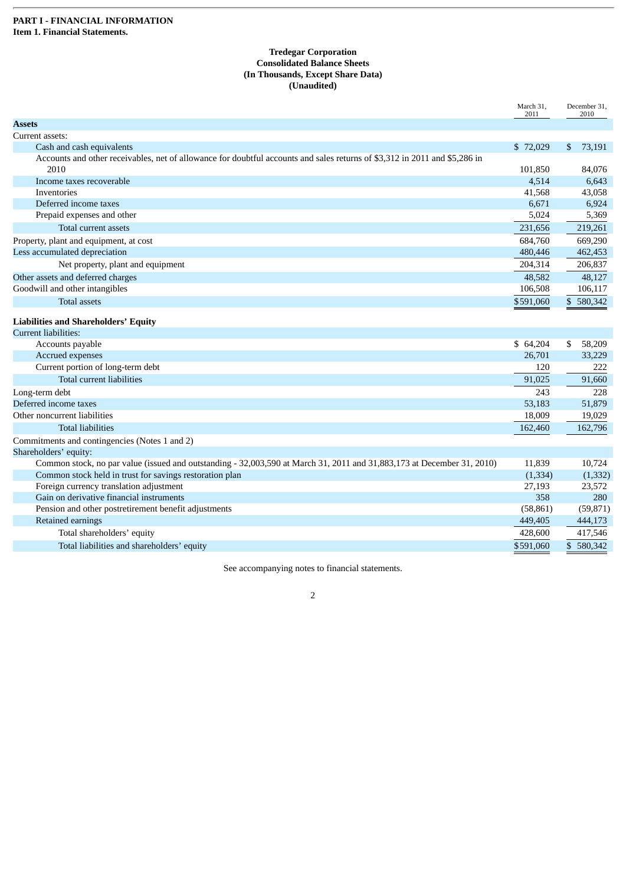**PART I - FINANCIAL INFORMATION**
**Item 1. Financial Statements.**

**Tredegar Corporation**
**Consolidated Balance Sheets**
**(In Thousands, Except Share Data)**
**(Unaudited)**

| | March 31, 2011 | December 31, 2010 |
|---|---|---|
| **Assets** | | |
| Current assets: | | |
| Cash and cash equivalents | $ 72,029 | $ 73,191 |
| Accounts and other receivables, net of allowance for doubtful accounts and sales returns of $3,312 in 2011 and $5,286 in 2010 | 101,850 | 84,076 |
| Income taxes recoverable | 4,514 | 6,643 |
| Inventories | 41,568 | 43,058 |
| Deferred income taxes | 6,671 | 6,924 |
| Prepaid expenses and other | 5,024 | 5,369 |
| Total current assets | 231,656 | 219,261 |
| Property, plant and equipment, at cost | 684,760 | 669,290 |
| Less accumulated depreciation | 480,446 | 462,453 |
| Net property, plant and equipment | 204,314 | 206,837 |
| Other assets and deferred charges | 48,582 | 48,127 |
| Goodwill and other intangibles | 106,508 | 106,117 |
| Total assets | $591,060 | $ 580,342 |
| **Liabilities and Shareholders' Equity** | | |
| Current liabilities: | | |
| Accounts payable | $ 64,204 | $ 58,209 |
| Accrued expenses | 26,701 | 33,229 |
| Current portion of long-term debt | 120 | 222 |
| Total current liabilities | 91,025 | 91,660 |
| Long-term debt | 243 | 228 |
| Deferred income taxes | 53,183 | 51,879 |
| Other noncurrent liabilities | 18,009 | 19,029 |
| Total liabilities | 162,460 | 162,796 |
| Commitments and contingencies (Notes 1 and 2) | | |
| Shareholders' equity: | | |
| Common stock, no par value (issued and outstanding - 32,003,590 at March 31, 2011 and 31,883,173 at December 31, 2010) | 11,839 | 10,724 |
| Common stock held in trust for savings restoration plan | (1,334) | (1,332) |
| Foreign currency translation adjustment | 27,193 | 23,572 |
| Gain on derivative financial instruments | 358 | 280 |
| Pension and other postretirement benefit adjustments | (58,861) | (59,871) |
| Retained earnings | 449,405 | 444,173 |
| Total shareholders' equity | 428,600 | 417,546 |
| Total liabilities and shareholders' equity | $591,060 | $ 580,342 |

See accompanying notes to financial statements.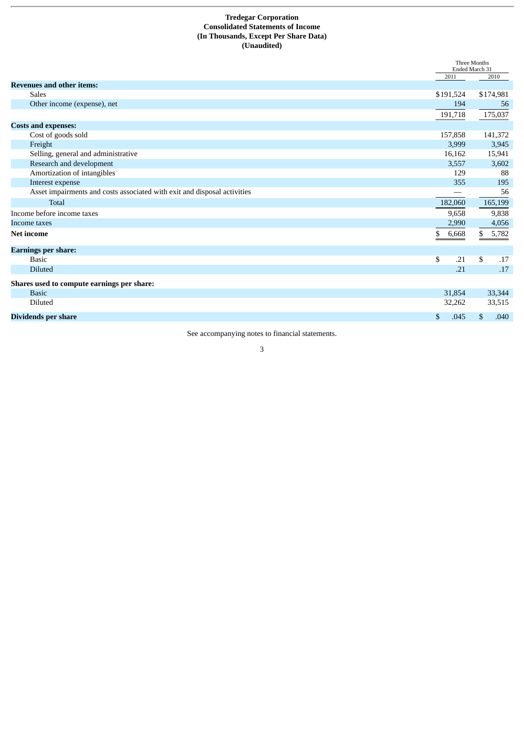**Tredegar Corporation**
**Consolidated Statements of Income**
**(In Thousands, Except Per Share Data)**
**(Unaudited)**

| | Three Months Ended March 31 | |
|---|---|---|
| | 2011 | 2010 |
| **Revenues and other items:** | | |
| Sales | $191,524 | $174,981 |
| Other income (expense), net | 194 | 56 |
| | 191,718 | 175,037 |
| **Costs and expenses:** | | |
| Cost of goods sold | 157,858 | 141,372 |
| Freight | 3,999 | 3,945 |
| Selling, general and administrative | 16,162 | 15,941 |
| Research and development | 3,557 | 3,602 |
| Amortization of intangibles | 129 | 88 |
| Interest expense | 355 | 195 |
| Asset impairments and costs associated with exit and disposal activities | — | 56 |
| Total | 182,060 | 165,199 |
| Income before income taxes | 9,658 | 9,838 |
| Income taxes | 2,990 | 4,056 |
| **Net income** | $ 6,668 | $ 5,782 |
| **Earnings per share:** | | |
| Basic | $ .21 | $ .17 |
| Diluted | .21 | .17 |
| **Shares used to compute earnings per share:** | | |
| Basic | 31,854 | 33,344 |
| Diluted | 32,262 | 33,515 |
| **Dividends per share** | $ .045 | $ .040 |

See accompanying notes to financial statements.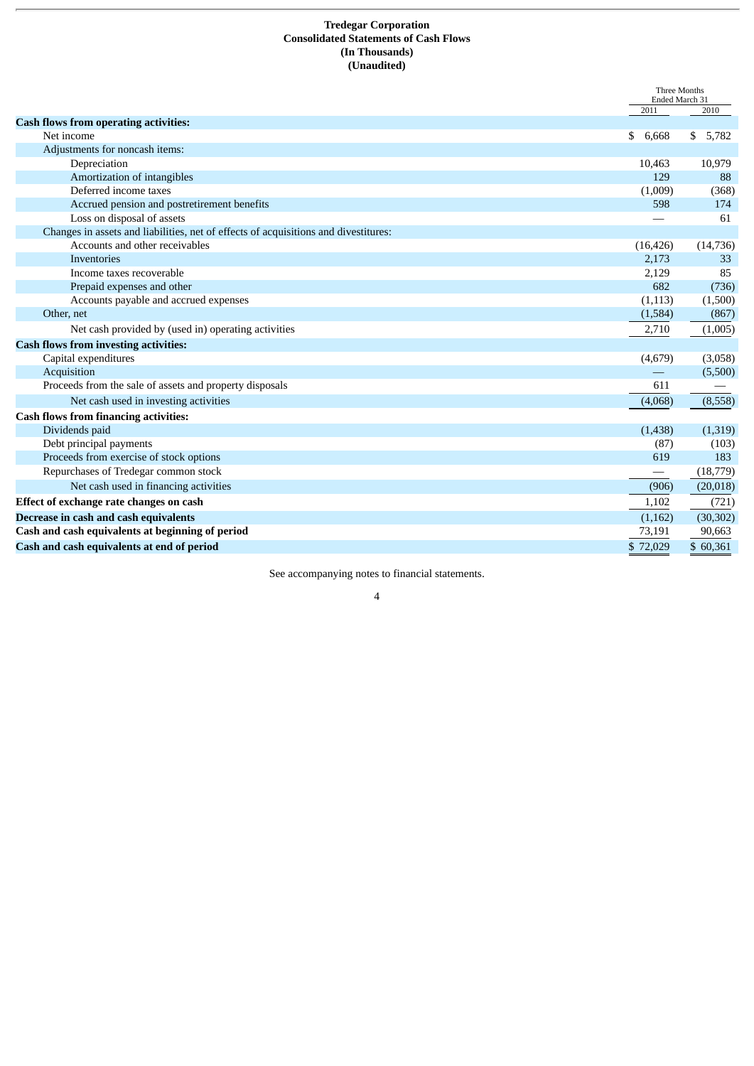**Tredegar Corporation**
**Consolidated Statements of Cash Flows**
**(In Thousands)**
**(Unaudited)**

| | Three Months Ended March 31 | |
|---|---|---|
| | 2011 | 2010 |
| **Cash flows from operating activities:** | | |
| Net income | $ 6,668 | $ 5,782 |
| Adjustments for noncash items: | | |
| Depreciation | 10,463 | 10,979 |
| Amortization of intangibles | 129 | 88 |
| Deferred income taxes | (1,009) | (368) |
| Accrued pension and postretirement benefits | 598 | 174 |
| Loss on disposal of assets | — | 61 |
| Changes in assets and liabilities, net of effects of acquisitions and divestitures: | | |
| Accounts and other receivables | (16,426) | (14,736) |
| Inventories | 2,173 | 33 |
| Income taxes recoverable | 2,129 | 85 |
| Prepaid expenses and other | 682 | (736) |
| Accounts payable and accrued expenses | (1,113) | (1,500) |
| Other, net | (1,584) | (867) |
| Net cash provided by (used in) operating activities | 2,710 | (1,005) |
| **Cash flows from investing activities:** | | |
| Capital expenditures | (4,679) | (3,058) |
| Acquisition | — | (5,500) |
| Proceeds from the sale of assets and property disposals | 611 | — |
| Net cash used in investing activities | (4,068) | (8,558) |
| **Cash flows from financing activities:** | | |
| Dividends paid | (1,438) | (1,319) |
| Debt principal payments | (87) | (103) |
| Proceeds from exercise of stock options | 619 | 183 |
| Repurchases of Tredegar common stock | — | (18,779) |
| Net cash used in financing activities | (906) | (20,018) |
| **Effect of exchange rate changes on cash** | 1,102 | (721) |
| **Decrease in cash and cash equivalents** | (1,162) | (30,302) |
| **Cash and cash equivalents at beginning of period** | 73,191 | 90,663 |
| **Cash and cash equivalents at end of period** | $ 72,029 | $ 60,361 |

See accompanying notes to financial statements.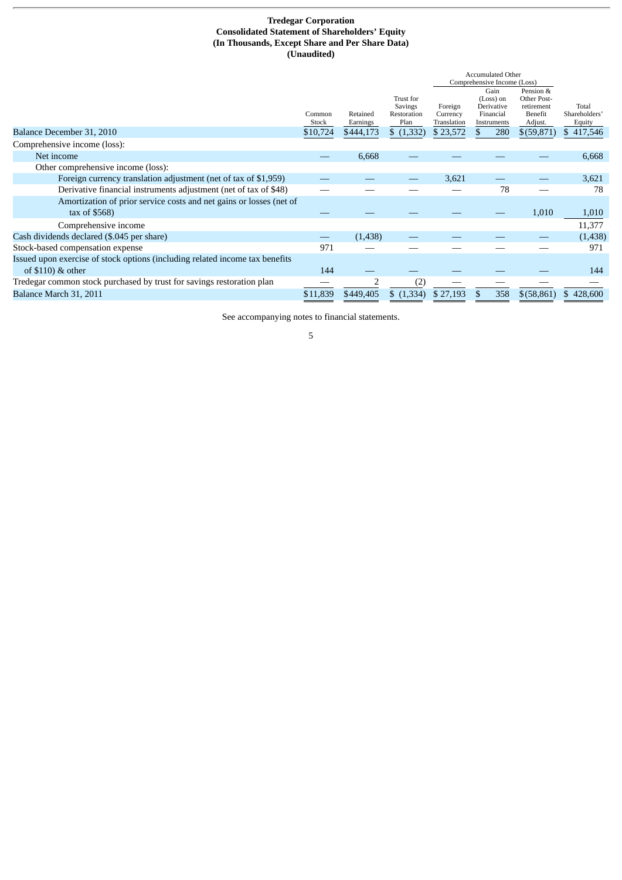**Tredegar Corporation**
**Consolidated Statement of Shareholders' Equity**
**(In Thousands, Except Share and Per Share Data)**
**(Unaudited)**

| | Common Stock | Retained Earnings | Trust for Savings Restoration Plan | Accumulated Other Comprehensive Income (Loss) Foreign Currency Translation | Gain (Loss) on Derivative Financial Instruments | Pension & Other Post-retirement Benefit Adjust. | Total Shareholders' Equity |
|---|---|---|---|---|---|---|---|
| Balance December 31, 2010 | $10,724 | $444,173 | $ (1,332) | $ 23,572 | $ 280 | $(59,871) | $ 417,546 |
| Comprehensive income (loss): | | | | | | | |
| Net income | — | 6,668 | — | — | — | — | 6,668 |
| Other comprehensive income (loss): | | | | | | | |
| Foreign currency translation adjustment (net of tax of $1,959) | — | — | — | 3,621 | — | — | 3,621 |
| Derivative financial instruments adjustment (net of tax of $48) | — | — | — | — | 78 | — | 78 |
| Amortization of prior service costs and net gains or losses (net of tax of $568) | — | — | — | — | — | 1,010 | 1,010 |
| Comprehensive income | | | | | | | 11,377 |
| Cash dividends declared ($.045 per share) | — | (1,438) | — | — | — | — | (1,438) |
| Stock-based compensation expense | 971 | — | — | — | — | — | 971 |
| Issued upon exercise of stock options (including related income tax benefits of $110) & other | 144 | — | — | — | — | — | 144 |
| Tredegar common stock purchased by trust for savings restoration plan | — | 2 | (2) | — | — | — | — |
| Balance March 31, 2011 | $11,839 | $449,405 | $ (1,334) | $ 27,193 | $ 358 | $(58,861) | $ 428,600 |

See accompanying notes to financial statements.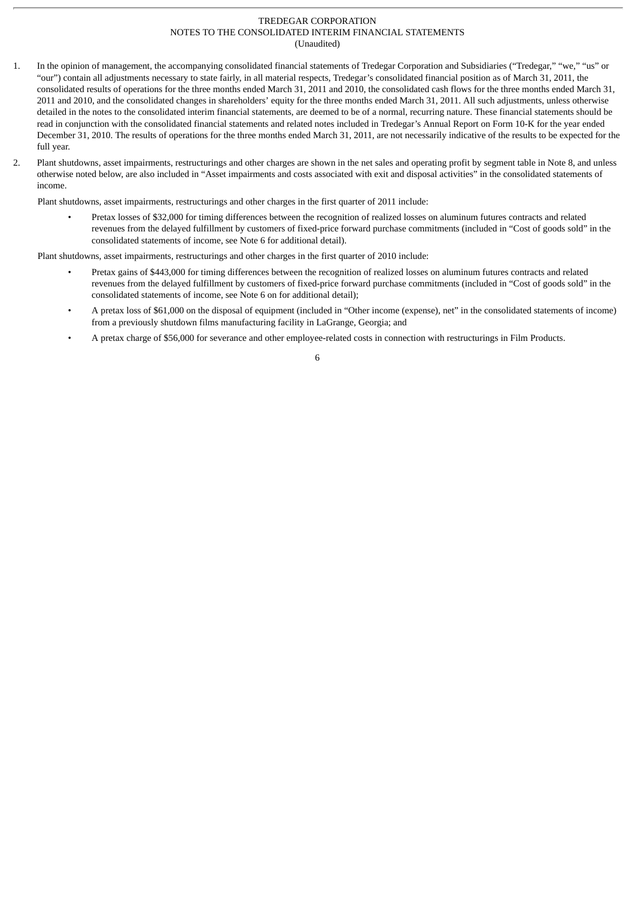TREDEGAR CORPORATION
NOTES TO THE CONSOLIDATED INTERIM FINANCIAL STATEMENTS
(Unaudited)

1. In the opinion of management, the accompanying consolidated financial statements of Tredegar Corporation and Subsidiaries ("Tredegar," "we," "us" or "our") contain all adjustments necessary to state fairly, in all material respects, Tredegar's consolidated financial position as of March 31, 2011, the consolidated results of operations for the three months ended March 31, 2011 and 2010, the consolidated cash flows for the three months ended March 31, 2011 and 2010, and the consolidated changes in shareholders' equity for the three months ended March 31, 2011. All such adjustments, unless otherwise detailed in the notes to the consolidated interim financial statements, are deemed to be of a normal, recurring nature. These financial statements should be read in conjunction with the consolidated financial statements and related notes included in Tredegar's Annual Report on Form 10-K for the year ended December 31, 2010. The results of operations for the three months ended March 31, 2011, are not necessarily indicative of the results to be expected for the full year.

2. Plant shutdowns, asset impairments, restructurings and other charges are shown in the net sales and operating profit by segment table in Note 8, and unless otherwise noted below, are also included in "Asset impairments and costs associated with exit and disposal activities" in the consolidated statements of income.

   Plant shutdowns, asset impairments, restructurings and other charges in the first quarter of 2011 include:

   - Pretax losses of $32,000 for timing differences between the recognition of realized losses on aluminum futures contracts and related revenues from the delayed fulfillment by customers of fixed-price forward purchase commitments (included in "Cost of goods sold" in the consolidated statements of income, see Note 6 for additional detail).

   Plant shutdowns, asset impairments, restructurings and other charges in the first quarter of 2010 include:

   - Pretax gains of $443,000 for timing differences between the recognition of realized losses on aluminum futures contracts and related revenues from the delayed fulfillment by customers of fixed-price forward purchase commitments (included in "Cost of goods sold" in the consolidated statements of income, see Note 6 on for additional detail);
   - A pretax loss of $61,000 on the disposal of equipment (included in "Other income (expense), net" in the consolidated statements of income) from a previously shutdown films manufacturing facility in LaGrange, Georgia; and
   - A pretax charge of $56,000 for severance and other employee-related costs in connection with restructurings in Film Products.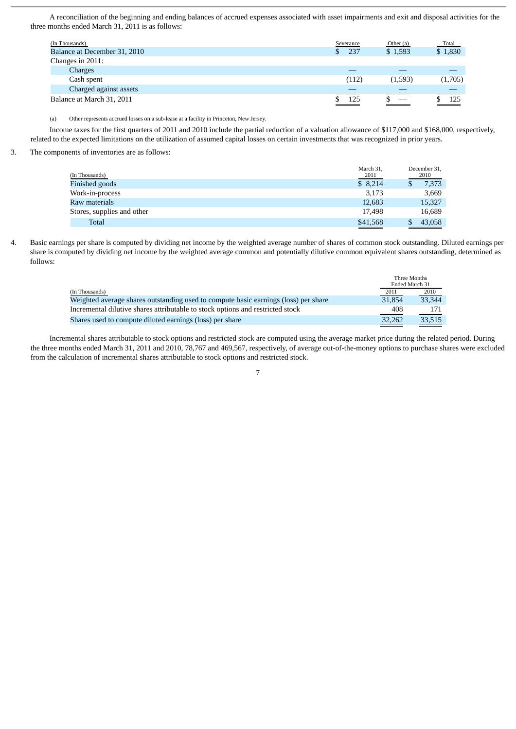A reconciliation of the beginning and ending balances of accrued expenses associated with asset impairments and exit and disposal activities for the three months ended March 31, 2011 is as follows:

| (In Thousands) | Severance | Other (a) | Total |
|---|---|---|---|
| Balance at December 31, 2010 | $ 237 | $ 1,593 | $ 1,830 |
| Changes in 2011: | | | |
| Charges | — | — | — |
| Cash spent | (112) | (1,593) | (1,705) |
| Charged against assets | — | — | — |
| Balance at March 31, 2011 | $ 125 | $ — | $ 125 |

(a) Other represents accrued losses on a sub-lease at a facility in Princeton, New Jersey.

Income taxes for the first quarters of 2011 and 2010 include the partial reduction of a valuation allowance of $117,000 and $168,000, respectively, related to the expected limitations on the utilization of assumed capital losses on certain investments that was recognized in prior years.

3. The components of inventories are as follows:

| (In Thousands) | March 31, 2011 | December 31, 2010 |
|---|---|---|
| Finished goods | $ 8,214 | $ 7,373 |
| Work-in-process | 3,173 | 3,669 |
| Raw materials | 12,683 | 15,327 |
| Stores, supplies and other | 17,498 | 16,689 |
| Total | $41,568 | $ 43,058 |

4. Basic earnings per share is computed by dividing net income by the weighted average number of shares of common stock outstanding. Diluted earnings per share is computed by dividing net income by the weighted average common and potentially dilutive common equivalent shares outstanding, determined as follows:

| | Three Months Ended March 31 | |
|---|---|---|
| (In Thousands) | 2011 | 2010 |
| Weighted average shares outstanding used to compute basic earnings (loss) per share | 31,854 | 33,344 |
| Incremental dilutive shares attributable to stock options and restricted stock | 408 | 171 |
| Shares used to compute diluted earnings (loss) per share | 32,262 | 33,515 |

Incremental shares attributable to stock options and restricted stock are computed using the average market price during the related period. During the three months ended March 31, 2011 and 2010, 78,767 and 469,567, respectively, of average out-of-the-money options to purchase shares were excluded from the calculation of incremental shares attributable to stock options and restricted stock.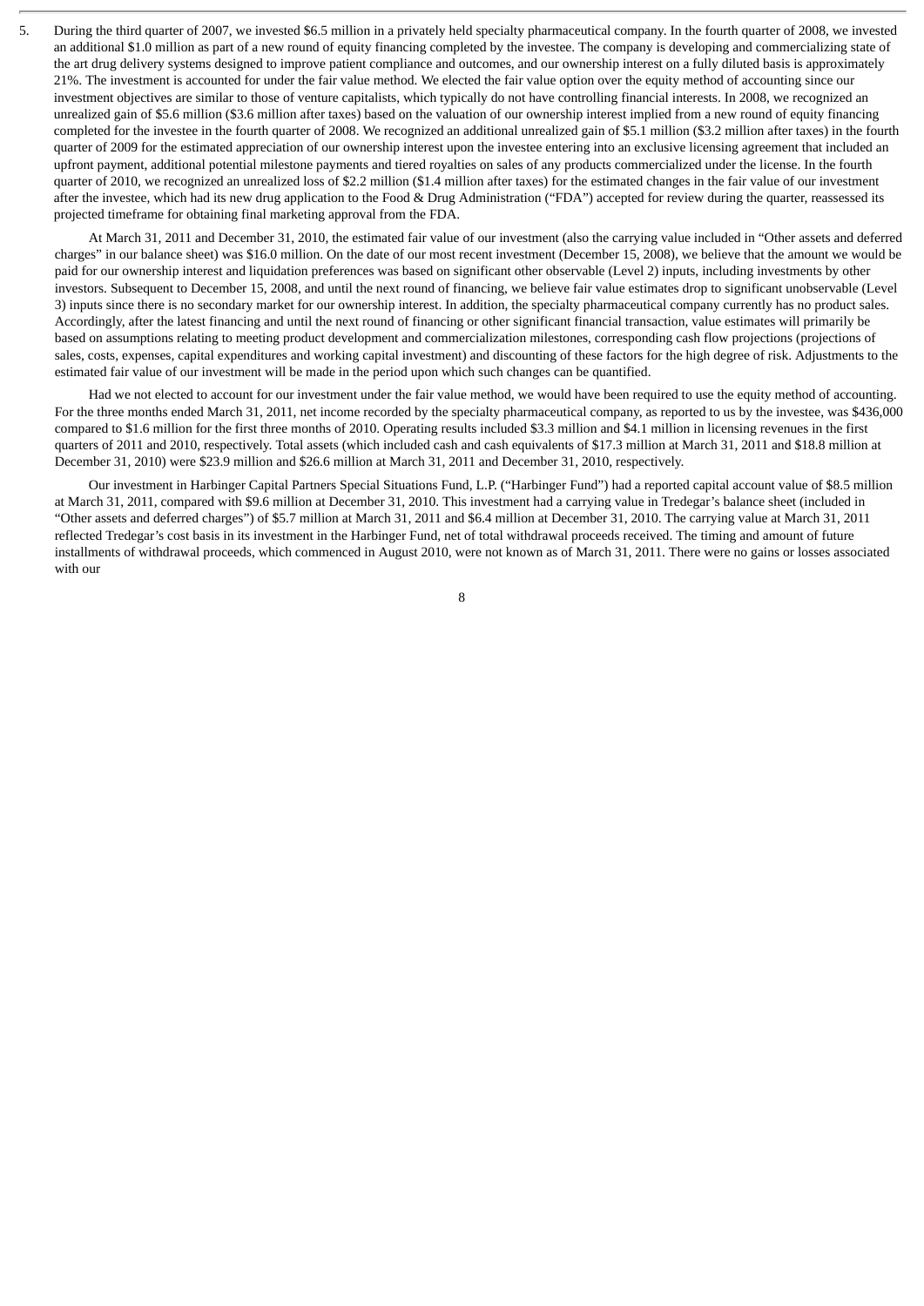5. During the third quarter of 2007, we invested $6.5 million in a privately held specialty pharmaceutical company. In the fourth quarter of 2008, we invested an additional $1.0 million as part of a new round of equity financing completed by the investee. The company is developing and commercializing state of the art drug delivery systems designed to improve patient compliance and outcomes, and our ownership interest on a fully diluted basis is approximately 21%. The investment is accounted for under the fair value method. We elected the fair value option over the equity method of accounting since our investment objectives are similar to those of venture capitalists, which typically do not have controlling financial interests. In 2008, we recognized an unrealized gain of $5.6 million ($3.6 million after taxes) based on the valuation of our ownership interest implied from a new round of equity financing completed for the investee in the fourth quarter of 2008. We recognized an additional unrealized gain of $5.1 million ($3.2 million after taxes) in the fourth quarter of 2009 for the estimated appreciation of our ownership interest upon the investee entering into an exclusive licensing agreement that included an upfront payment, additional potential milestone payments and tiered royalties on sales of any products commercialized under the license. In the fourth quarter of 2010, we recognized an unrealized loss of $2.2 million ($1.4 million after taxes) for the estimated changes in the fair value of our investment after the investee, which had its new drug application to the Food & Drug Administration ("FDA") accepted for review during the quarter, reassessed its projected timeframe for obtaining final marketing approval from the FDA.

   At March 31, 2011 and December 31, 2010, the estimated fair value of our investment (also the carrying value included in "Other assets and deferred charges" in our balance sheet) was $16.0 million. On the date of our most recent investment (December 15, 2008), we believe that the amount we would be paid for our ownership interest and liquidation preferences was based on significant other observable (Level 2) inputs, including investments by other investors. Subsequent to December 15, 2008, and until the next round of financing, we believe fair value estimates drop to significant unobservable (Level 3) inputs since there is no secondary market for our ownership interest. In addition, the specialty pharmaceutical company currently has no product sales. Accordingly, after the latest financing and until the next round of financing or other significant financial transaction, value estimates will primarily be based on assumptions relating to meeting product development and commercialization milestones, corresponding cash flow projections (projections of sales, costs, expenses, capital expenditures and working capital investment) and discounting of these factors for the high degree of risk. Adjustments to the estimated fair value of our investment will be made in the period upon which such changes can be quantified.

   Had we not elected to account for our investment under the fair value method, we would have been required to use the equity method of accounting. For the three months ended March 31, 2011, net income recorded by the specialty pharmaceutical company, as reported to us by the investee, was $436,000 compared to $1.6 million for the first three months of 2010. Operating results included $3.3 million and $4.1 million in licensing revenues in the first quarters of 2011 and 2010, respectively. Total assets (which included cash and cash equivalents of $17.3 million at March 31, 2011 and $18.8 million at December 31, 2010) were $23.9 million and $26.6 million at March 31, 2011 and December 31, 2010, respectively.

   Our investment in Harbinger Capital Partners Special Situations Fund, L.P. ("Harbinger Fund") had a reported capital account value of $8.5 million at March 31, 2011, compared with $9.6 million at December 31, 2010. This investment had a carrying value in Tredegar's balance sheet (included in "Other assets and deferred charges") of $5.7 million at March 31, 2011 and $6.4 million at December 31, 2010. The carrying value at March 31, 2011 reflected Tredegar's cost basis in its investment in the Harbinger Fund, net of total withdrawal proceeds received. The timing and amount of future installments of withdrawal proceeds, which commenced in August 2010, were not known as of March 31, 2011. There were no gains or losses associated with our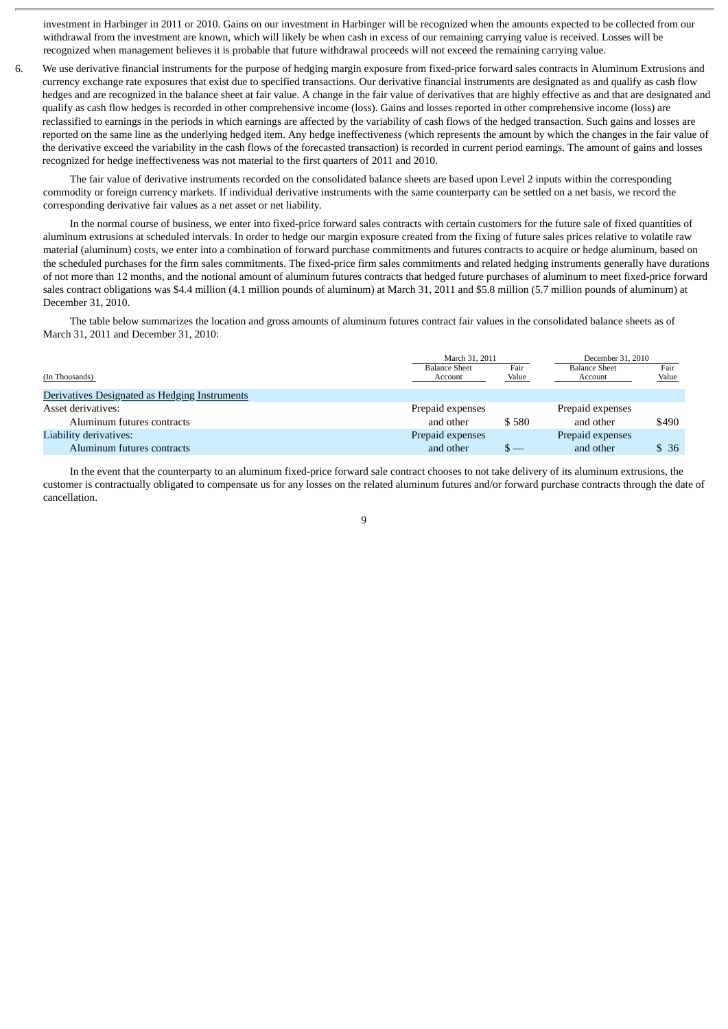investment in Harbinger in 2011 or 2010. Gains on our investment in Harbinger will be recognized when the amounts expected to be collected from our withdrawal from the investment are known, which will likely be when cash in excess of our remaining carrying value is received. Losses will be recognized when management believes it is probable that future withdrawal proceeds will not exceed the remaining carrying value.

6. We use derivative financial instruments for the purpose of hedging margin exposure from fixed-price forward sales contracts in Aluminum Extrusions and currency exchange rate exposures that exist due to specified transactions. Our derivative financial instruments are designated as and qualify as cash flow hedges and are recognized in the balance sheet at fair value. A change in the fair value of derivatives that are highly effective as and that are designated and qualify as cash flow hedges is recorded in other comprehensive income (loss). Gains and losses reported in other comprehensive income (loss) are reclassified to earnings in the periods in which earnings are affected by the variability of cash flows of the hedged transaction. Such gains and losses are reported on the same line as the underlying hedged item. Any hedge ineffectiveness (which represents the amount by which the changes in the fair value of the derivative exceed the variability in the cash flows of the forecasted transaction) is recorded in current period earnings. The amount of gains and losses recognized for hedge ineffectiveness was not material to the first quarters of 2011 and 2010.

   The fair value of derivative instruments recorded on the consolidated balance sheets are based upon Level 2 inputs within the corresponding commodity or foreign currency markets. If individual derivative instruments with the same counterparty can be settled on a net basis, we record the corresponding derivative fair values as a net asset or net liability.

   In the normal course of business, we enter into fixed-price forward sales contracts with certain customers for the future sale of fixed quantities of aluminum extrusions at scheduled intervals. In order to hedge our margin exposure created from the fixing of future sales prices relative to volatile raw material (aluminum) costs, we enter into a combination of forward purchase commitments and futures contracts to acquire or hedge aluminum, based on the scheduled purchases for the firm sales commitments. The fixed-price firm sales commitments and related hedging instruments generally have durations of not more than 12 months, and the notional amount of aluminum futures contracts that hedged future purchases of aluminum to meet fixed-price forward sales contract obligations was $4.4 million (4.1 million pounds of aluminum) at March 31, 2011 and $5.8 million (5.7 million pounds of aluminum) at December 31, 2010.

   The table below summarizes the location and gross amounts of aluminum futures contract fair values in the consolidated balance sheets as of March 31, 2011 and December 31, 2010:

| | March 31, 2011 | | December 31, 2010 | |
|---|---|---|---|---|
| (In Thousands) | Balance Sheet Account | Fair Value | Balance Sheet Account | Fair Value |
| Derivatives Designated as Hedging Instruments | | | | |
| Asset derivatives: | | | | |
| Aluminum futures contracts | Prepaid expenses and other | $ 580 | Prepaid expenses and other | $490 |
| Liability derivatives: | | | | |
| Aluminum futures contracts | Prepaid expenses and other | $ — | Prepaid expenses and other | $ 36 |

   In the event that the counterparty to an aluminum fixed-price forward sale contract chooses to not take delivery of its aluminum extrusions, the customer is contractually obligated to compensate us for any losses on the related aluminum futures and/or forward purchase contracts through the date of cancellation.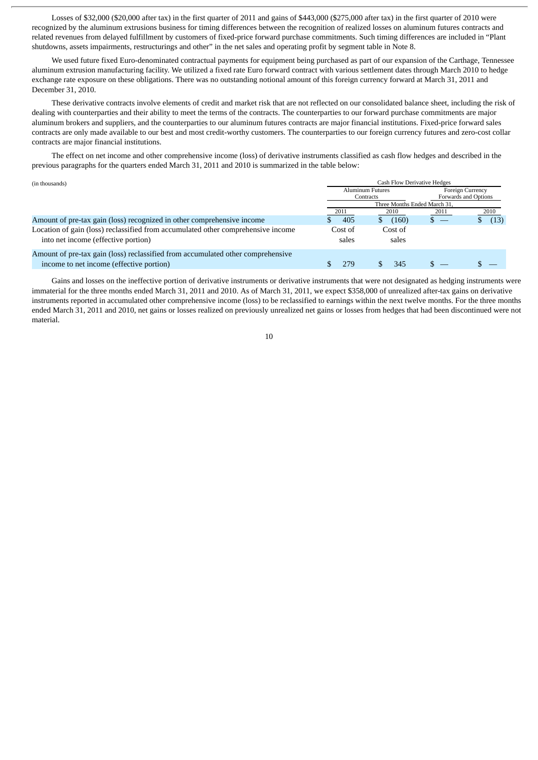Losses of $32,000 ($20,000 after tax) in the first quarter of 2011 and gains of $443,000 ($275,000 after tax) in the first quarter of 2010 were recognized by the aluminum extrusions business for timing differences between the recognition of realized losses on aluminum futures contracts and related revenues from delayed fulfillment by customers of fixed-price forward purchase commitments. Such timing differences are included in "Plant shutdowns, assets impairments, restructurings and other" in the net sales and operating profit by segment table in Note 8.

We used future fixed Euro-denominated contractual payments for equipment being purchased as part of our expansion of the Carthage, Tennessee aluminum extrusion manufacturing facility. We utilized a fixed rate Euro forward contract with various settlement dates through March 2010 to hedge exchange rate exposure on these obligations. There was no outstanding notional amount of this foreign currency forward at March 31, 2011 and December 31, 2010.

These derivative contracts involve elements of credit and market risk that are not reflected on our consolidated balance sheet, including the risk of dealing with counterparties and their ability to meet the terms of the contracts. The counterparties to our forward purchase commitments are major aluminum brokers and suppliers, and the counterparties to our aluminum futures contracts are major financial institutions. Fixed-price forward sales contracts are only made available to our best and most credit-worthy customers. The counterparties to our foreign currency futures and zero-cost collar contracts are major financial institutions.

The effect on net income and other comprehensive income (loss) of derivative instruments classified as cash flow hedges and described in the previous paragraphs for the quarters ended March 31, 2011 and 2010 is summarized in the table below:

| (in thousands) | Cash Flow Derivative Hedges | | | |
|---|---|---|---|---|
| | Aluminum Futures Contracts | | Foreign Currency Forwards and Options | |
| | Three Months Ended March 31, | | | |
| | 2011 | 2010 | 2011 | 2010 |
| Amount of pre-tax gain (loss) recognized in other comprehensive income | $ 405 | $ (160) | $ — | $ (13) |
| Location of gain (loss) reclassified from accumulated other comprehensive income into net income (effective portion) | Cost of sales | Cost of sales | | |
| Amount of pre-tax gain (loss) reclassified from accumulated other comprehensive income to net income (effective portion) | $ 279 | $ 345 | $ — | $ — |

Gains and losses on the ineffective portion of derivative instruments or derivative instruments that were not designated as hedging instruments were immaterial for the three months ended March 31, 2011 and 2010. As of March 31, 2011, we expect $358,000 of unrealized after-tax gains on derivative instruments reported in accumulated other comprehensive income (loss) to be reclassified to earnings within the next twelve months. For the three months ended March 31, 2011 and 2010, net gains or losses realized on previously unrealized net gains or losses from hedges that had been discontinued were not material.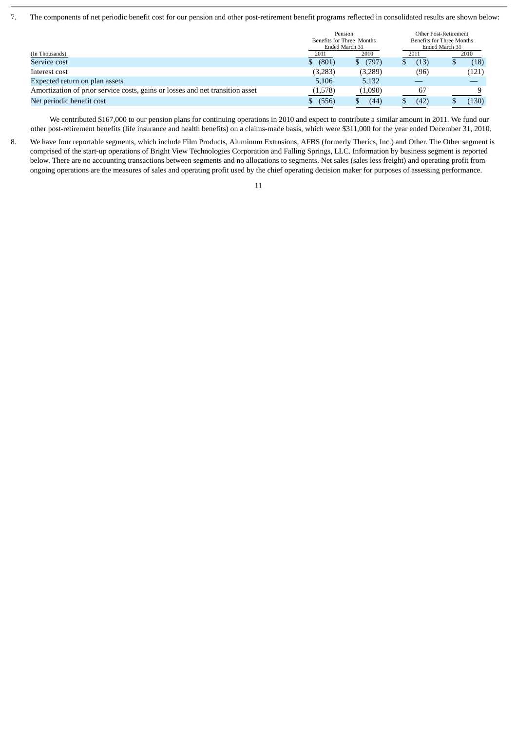7. The components of net periodic benefit cost for our pension and other post-retirement benefit programs reflected in consolidated results are shown below:

| (In Thousands) | Pension Benefits for Three Months Ended March 31 | | Other Post-Retirement Benefits for Three Months Ended March 31 | |
|---|---|---|---|---|
| | 2011 | 2010 | 2011 | 2010 |
| Service cost | $ (801) | $ (797) | $ (13) | $ (18) |
| Interest cost | (3,283) | (3,289) | (96) | (121) |
| Expected return on plan assets | 5,106 | 5,132 | — | — |
| Amortization of prior service costs, gains or losses and net transition asset | (1,578) | (1,090) | 67 | 9 |
| Net periodic benefit cost | $ (556) | $ (44) | $ (42) | $ (130) |

We contributed $167,000 to our pension plans for continuing operations in 2010 and expect to contribute a similar amount in 2011. We fund our other post-retirement benefits (life insurance and health benefits) on a claims-made basis, which were $311,000 for the year ended December 31, 2010.

8. We have four reportable segments, which include Film Products, Aluminum Extrusions, AFBS (formerly Therics, Inc.) and Other. The Other segment is comprised of the start-up operations of Bright View Technologies Corporation and Falling Springs, LLC. Information by business segment is reported below. There are no accounting transactions between segments and no allocations to segments. Net sales (sales less freight) and operating profit from ongoing operations are the measures of sales and operating profit used by the chief operating decision maker for purposes of assessing performance.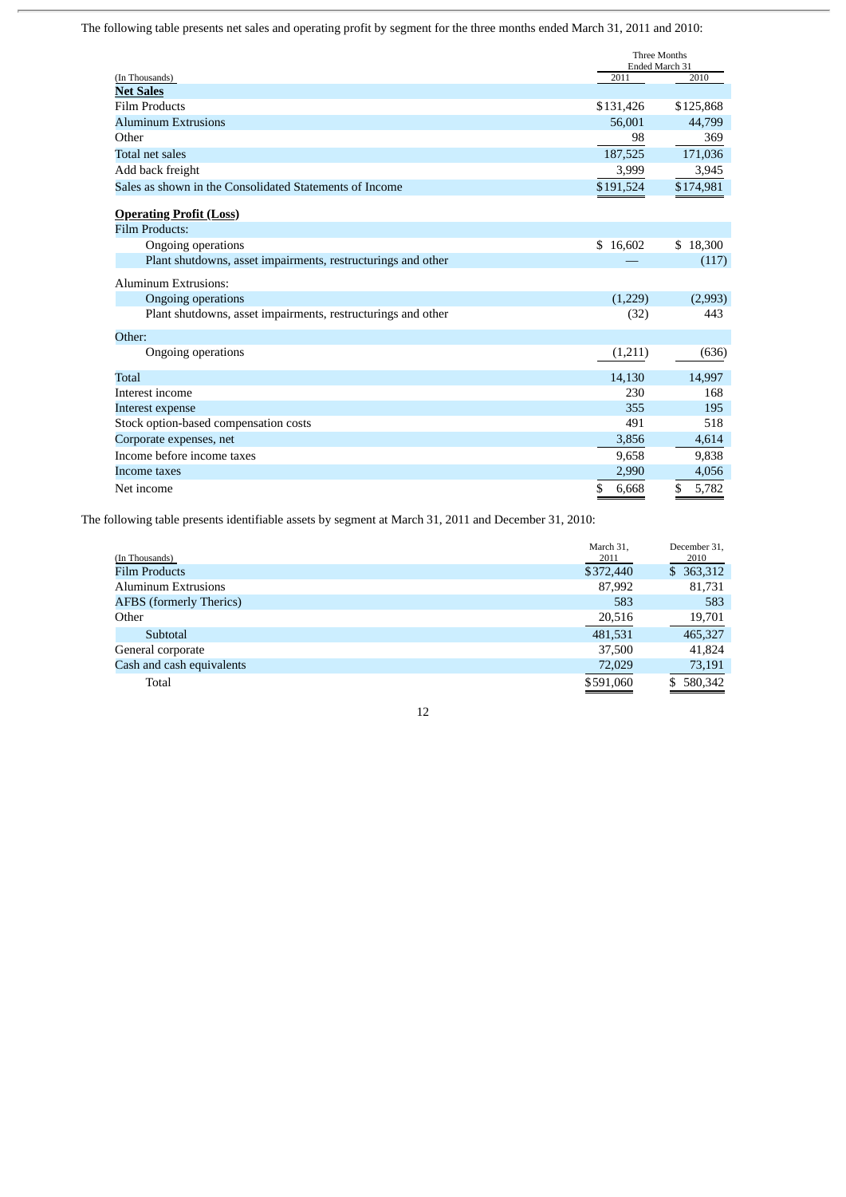The following table presents net sales and operating profit by segment for the three months ended March 31, 2011 and 2010:

| (In Thousands) | Three Months Ended March 31 2011 | 2010 |
|---|---|---|
| **Net Sales** | | |
| Film Products | $131,426 | $125,868 |
| Aluminum Extrusions | 56,001 | 44,799 |
| Other | 98 | 369 |
| Total net sales | 187,525 | 171,036 |
| Add back freight | 3,999 | 3,945 |
| Sales as shown in the Consolidated Statements of Income | $191,524 | $174,981 |
| **Operating Profit (Loss)** | | |
| Film Products: | | |
| Ongoing operations | $ 16,602 | $ 18,300 |
| Plant shutdowns, asset impairments, restructurings and other | — | (117) |
| Aluminum Extrusions: | | |
| Ongoing operations | (1,229) | (2,993) |
| Plant shutdowns, asset impairments, restructurings and other | (32) | 443 |
| Other: | | |
| Ongoing operations | (1,211) | (636) |
| Total | 14,130 | 14,997 |
| Interest income | 230 | 168 |
| Interest expense | 355 | 195 |
| Stock option-based compensation costs | 491 | 518 |
| Corporate expenses, net | 3,856 | 4,614 |
| Income before income taxes | 9,658 | 9,838 |
| Income taxes | 2,990 | 4,056 |
| Net income | $ 6,668 | $ 5,782 |

The following table presents identifiable assets by segment at March 31, 2011 and December 31, 2010:

| (In Thousands) | March 31, 2011 | December 31, 2010 |
|---|---|---|
| Film Products | $372,440 | $ 363,312 |
| Aluminum Extrusions | 87,992 | 81,731 |
| AFBS (formerly Therics) | 583 | 583 |
| Other | 20,516 | 19,701 |
| Subtotal | 481,531 | 465,327 |
| General corporate | 37,500 | 41,824 |
| Cash and cash equivalents | 72,029 | 73,191 |
| Total | $591,060 | $ 580,342 |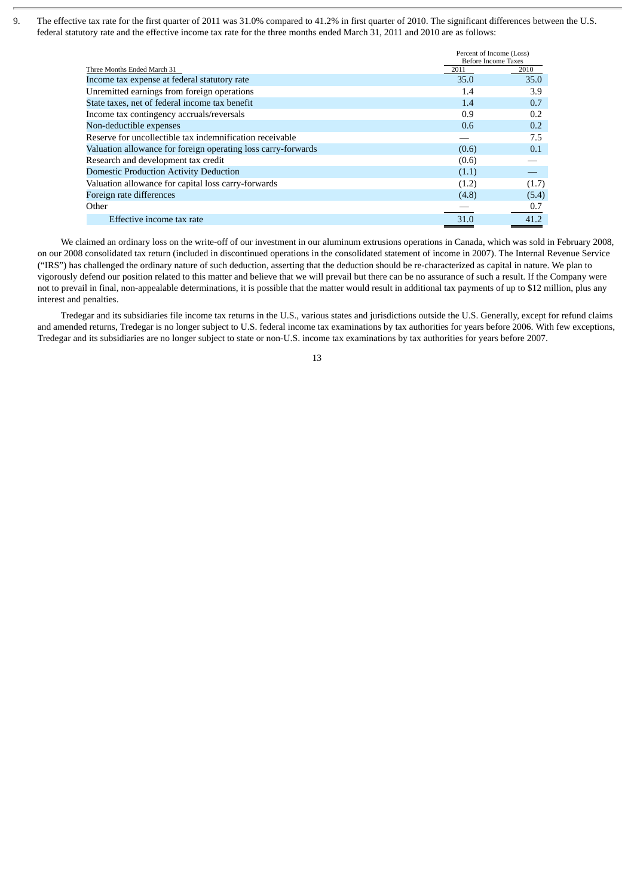9. The effective tax rate for the first quarter of 2011 was 31.0% compared to 41.2% in first quarter of 2010. The significant differences between the U.S. federal statutory rate and the effective income tax rate for the three months ended March 31, 2011 and 2010 are as follows:

| Three Months Ended March 31 | Percent of Income (Loss) Before Income Taxes | |
|---|---|---|
| | 2011 | 2010 |
| Income tax expense at federal statutory rate | 35.0 | 35.0 |
| Unremitted earnings from foreign operations | 1.4 | 3.9 |
| State taxes, net of federal income tax benefit | 1.4 | 0.7 |
| Income tax contingency accruals/reversals | 0.9 | 0.2 |
| Non-deductible expenses | 0.6 | 0.2 |
| Reserve for uncollectible tax indemnification receivable | — | 7.5 |
| Valuation allowance for foreign operating loss carry-forwards | (0.6) | 0.1 |
| Research and development tax credit | (0.6) | — |
| Domestic Production Activity Deduction | (1.1) | — |
| Valuation allowance for capital loss carry-forwards | (1.2) | (1.7) |
| Foreign rate differences | (4.8) | (5.4) |
| Other | — | 0.7 |
| Effective income tax rate | 31.0 | 41.2 |

We claimed an ordinary loss on the write-off of our investment in our aluminum extrusions operations in Canada, which was sold in February 2008, on our 2008 consolidated tax return (included in discontinued operations in the consolidated statement of income in 2007). The Internal Revenue Service ("IRS") has challenged the ordinary nature of such deduction, asserting that the deduction should be re-characterized as capital in nature. We plan to vigorously defend our position related to this matter and believe that we will prevail but there can be no assurance of such a result. If the Company were not to prevail in final, non-appealable determinations, it is possible that the matter would result in additional tax payments of up to $12 million, plus any interest and penalties.

Tredegar and its subsidiaries file income tax returns in the U.S., various states and jurisdictions outside the U.S. Generally, except for refund claims and amended returns, Tredegar is no longer subject to U.S. federal income tax examinations by tax authorities for years before 2006. With few exceptions, Tredegar and its subsidiaries are no longer subject to state or non-U.S. income tax examinations by tax authorities for years before 2007.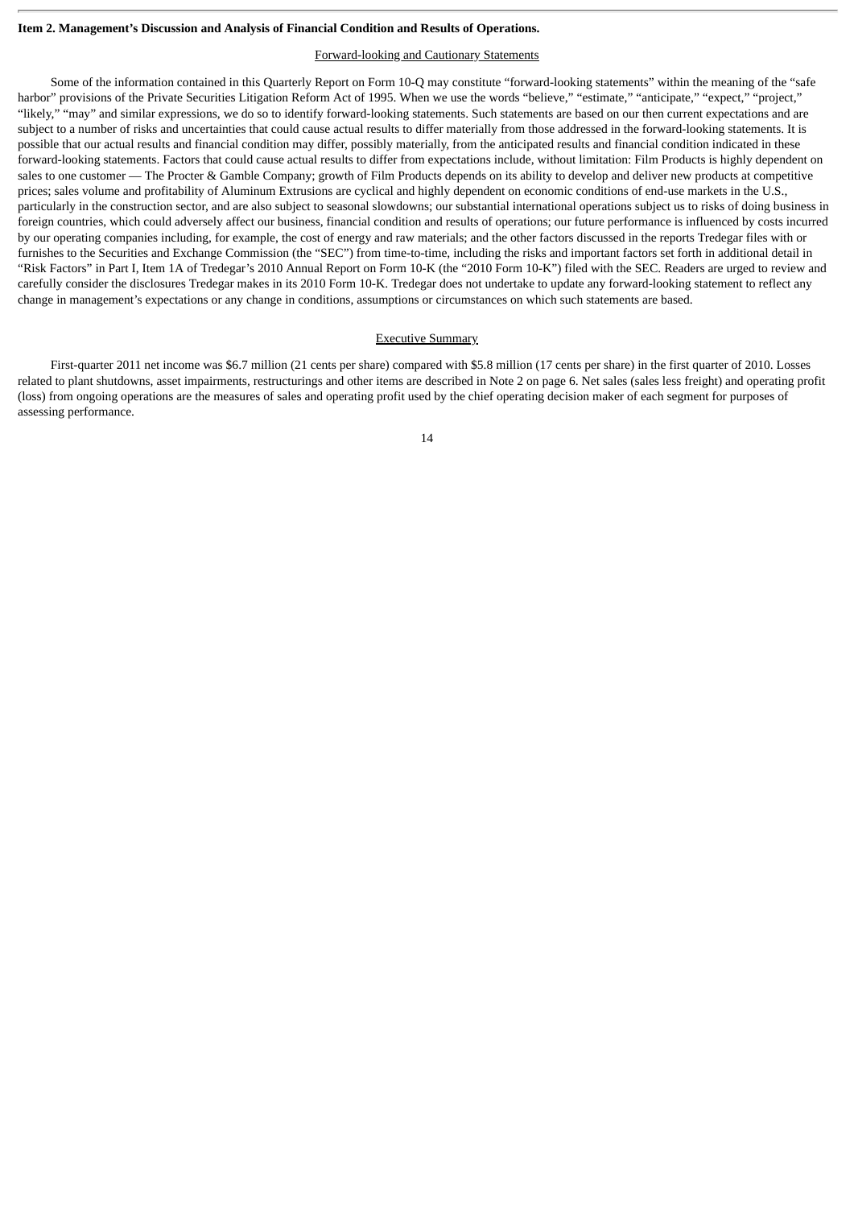**Item 2. Management's Discussion and Analysis of Financial Condition and Results of Operations.**

Forward-looking and Cautionary Statements

Some of the information contained in this Quarterly Report on Form 10-Q may constitute "forward-looking statements" within the meaning of the "safe harbor" provisions of the Private Securities Litigation Reform Act of 1995. When we use the words "believe," "estimate," "anticipate," "expect," "project," "likely," "may" and similar expressions, we do so to identify forward-looking statements. Such statements are based on our then current expectations and are subject to a number of risks and uncertainties that could cause actual results to differ materially from those addressed in the forward-looking statements. It is possible that our actual results and financial condition may differ, possibly materially, from the anticipated results and financial condition indicated in these forward-looking statements. Factors that could cause actual results to differ from expectations include, without limitation: Film Products is highly dependent on sales to one customer — The Procter & Gamble Company; growth of Film Products depends on its ability to develop and deliver new products at competitive prices; sales volume and profitability of Aluminum Extrusions are cyclical and highly dependent on economic conditions of end-use markets in the U.S., particularly in the construction sector, and are also subject to seasonal slowdowns; our substantial international operations subject us to risks of doing business in foreign countries, which could adversely affect our business, financial condition and results of operations; our future performance is influenced by costs incurred by our operating companies including, for example, the cost of energy and raw materials; and the other factors discussed in the reports Tredegar files with or furnishes to the Securities and Exchange Commission (the "SEC") from time-to-time, including the risks and important factors set forth in additional detail in "Risk Factors" in Part I, Item 1A of Tredegar's 2010 Annual Report on Form 10-K (the "2010 Form 10-K") filed with the SEC. Readers are urged to review and carefully consider the disclosures Tredegar makes in its 2010 Form 10-K. Tredegar does not undertake to update any forward-looking statement to reflect any change in management's expectations or any change in conditions, assumptions or circumstances on which such statements are based.

Executive Summary

First-quarter 2011 net income was $6.7 million (21 cents per share) compared with $5.8 million (17 cents per share) in the first quarter of 2010. Losses related to plant shutdowns, asset impairments, restructurings and other items are described in Note 2 on page 6. Net sales (sales less freight) and operating profit (loss) from ongoing operations are the measures of sales and operating profit used by the chief operating decision maker of each segment for purposes of assessing performance.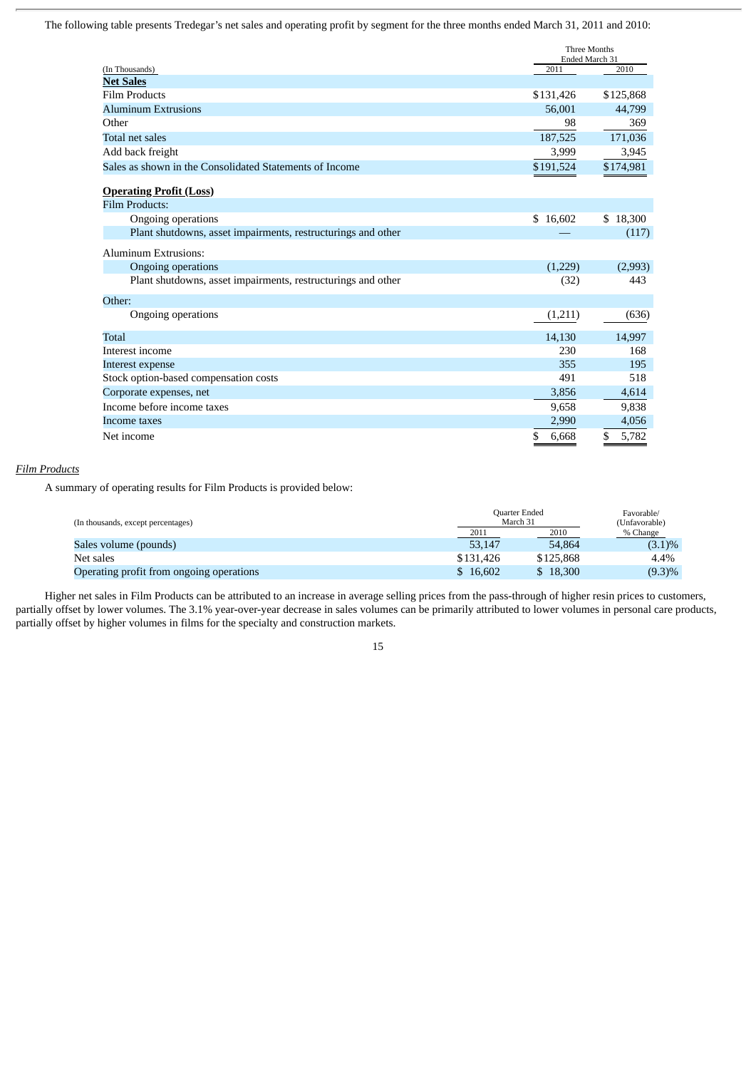The following table presents Tredegar's net sales and operating profit by segment for the three months ended March 31, 2011 and 2010:

| (In Thousands) | Three Months Ended March 31 2011 | 2010 |
|---|---|---|
| **Net Sales** | | |
| Film Products | $131,426 | $125,868 |
| Aluminum Extrusions | 56,001 | 44,799 |
| Other | 98 | 369 |
| Total net sales | 187,525 | 171,036 |
| Add back freight | 3,999 | 3,945 |
| Sales as shown in the Consolidated Statements of Income | $191,524 | $174,981 |
| **Operating Profit (Loss)** | | |
| Film Products: | | |
| Ongoing operations | $ 16,602 | $ 18,300 |
| Plant shutdowns, asset impairments, restructurings and other | — | (117) |
| Aluminum Extrusions: | | |
| Ongoing operations | (1,229) | (2,993) |
| Plant shutdowns, asset impairments, restructurings and other | (32) | 443 |
| Other: | | |
| Ongoing operations | (1,211) | (636) |
| Total | 14,130 | 14,997 |
| Interest income | 230 | 168 |
| Interest expense | 355 | 195 |
| Stock option-based compensation costs | 491 | 518 |
| Corporate expenses, net | 3,856 | 4,614 |
| Income before income taxes | 9,658 | 9,838 |
| Income taxes | 2,990 | 4,056 |
| Net income | $ 6,668 | $ 5,782 |

*Film Products*

A summary of operating results for Film Products is provided below:

| (In thousands, except percentages) | Quarter Ended March 31 2011 | 2010 | Favorable/ (Unfavorable) % Change |
|---|---|---|---|
| Sales volume (pounds) | 53,147 | 54,864 | (3.1)% |
| Net sales | $131,426 | $125,868 | 4.4% |
| Operating profit from ongoing operations | $ 16,602 | $ 18,300 | (9.3)% |

Higher net sales in Film Products can be attributed to an increase in average selling prices from the pass-through of higher resin prices to customers, partially offset by lower volumes. The 3.1% year-over-year decrease in sales volumes can be primarily attributed to lower volumes in personal care products, partially offset by higher volumes in films for the specialty and construction markets.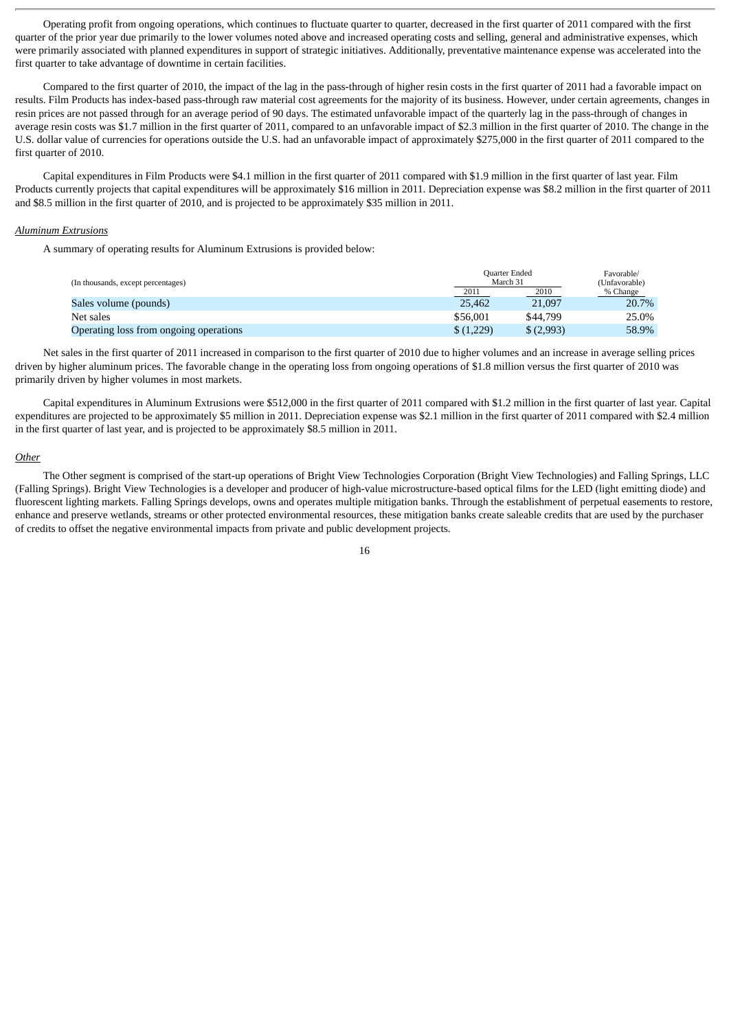Operating profit from ongoing operations, which continues to fluctuate quarter to quarter, decreased in the first quarter of 2011 compared with the first quarter of the prior year due primarily to the lower volumes noted above and increased operating costs and selling, general and administrative expenses, which were primarily associated with planned expenditures in support of strategic initiatives. Additionally, preventative maintenance expense was accelerated into the first quarter to take advantage of downtime in certain facilities.

Compared to the first quarter of 2010, the impact of the lag in the pass-through of higher resin costs in the first quarter of 2011 had a favorable impact on results. Film Products has index-based pass-through raw material cost agreements for the majority of its business. However, under certain agreements, changes in resin prices are not passed through for an average period of 90 days. The estimated unfavorable impact of the quarterly lag in the pass-through of changes in average resin costs was $1.7 million in the first quarter of 2011, compared to an unfavorable impact of $2.3 million in the first quarter of 2010. The change in the U.S. dollar value of currencies for operations outside the U.S. had an unfavorable impact of approximately $275,000 in the first quarter of 2011 compared to the first quarter of 2010.

Capital expenditures in Film Products were $4.1 million in the first quarter of 2011 compared with $1.9 million in the first quarter of last year. Film Products currently projects that capital expenditures will be approximately $16 million in 2011. Depreciation expense was $8.2 million in the first quarter of 2011 and $8.5 million in the first quarter of 2010, and is projected to be approximately $35 million in 2011.

*Aluminum Extrusions*

A summary of operating results for Aluminum Extrusions is provided below:

| (In thousands, except percentages) | Quarter Ended March 31 | | Favorable/ (Unfavorable) |
|---|---|---|---|
| | 2011 | 2010 | % Change |
| Sales volume (pounds) | 25,462 | 21,097 | 20.7% |
| Net sales | $56,001 | $44,799 | 25.0% |
| Operating loss from ongoing operations | $ (1,229) | $ (2,993) | 58.9% |

Net sales in the first quarter of 2011 increased in comparison to the first quarter of 2010 due to higher volumes and an increase in average selling prices driven by higher aluminum prices. The favorable change in the operating loss from ongoing operations of $1.8 million versus the first quarter of 2010 was primarily driven by higher volumes in most markets.

Capital expenditures in Aluminum Extrusions were $512,000 in the first quarter of 2011 compared with $1.2 million in the first quarter of last year. Capital expenditures are projected to be approximately $5 million in 2011. Depreciation expense was $2.1 million in the first quarter of 2011 compared with $2.4 million in the first quarter of last year, and is projected to be approximately $8.5 million in 2011.

*Other*

The Other segment is comprised of the start-up operations of Bright View Technologies Corporation (Bright View Technologies) and Falling Springs, LLC (Falling Springs). Bright View Technologies is a developer and producer of high-value microstructure-based optical films for the LED (light emitting diode) and fluorescent lighting markets. Falling Springs develops, owns and operates multiple mitigation banks. Through the establishment of perpetual easements to restore, enhance and preserve wetlands, streams or other protected environmental resources, these mitigation banks create saleable credits that are used by the purchaser of credits to offset the negative environmental impacts from private and public development projects.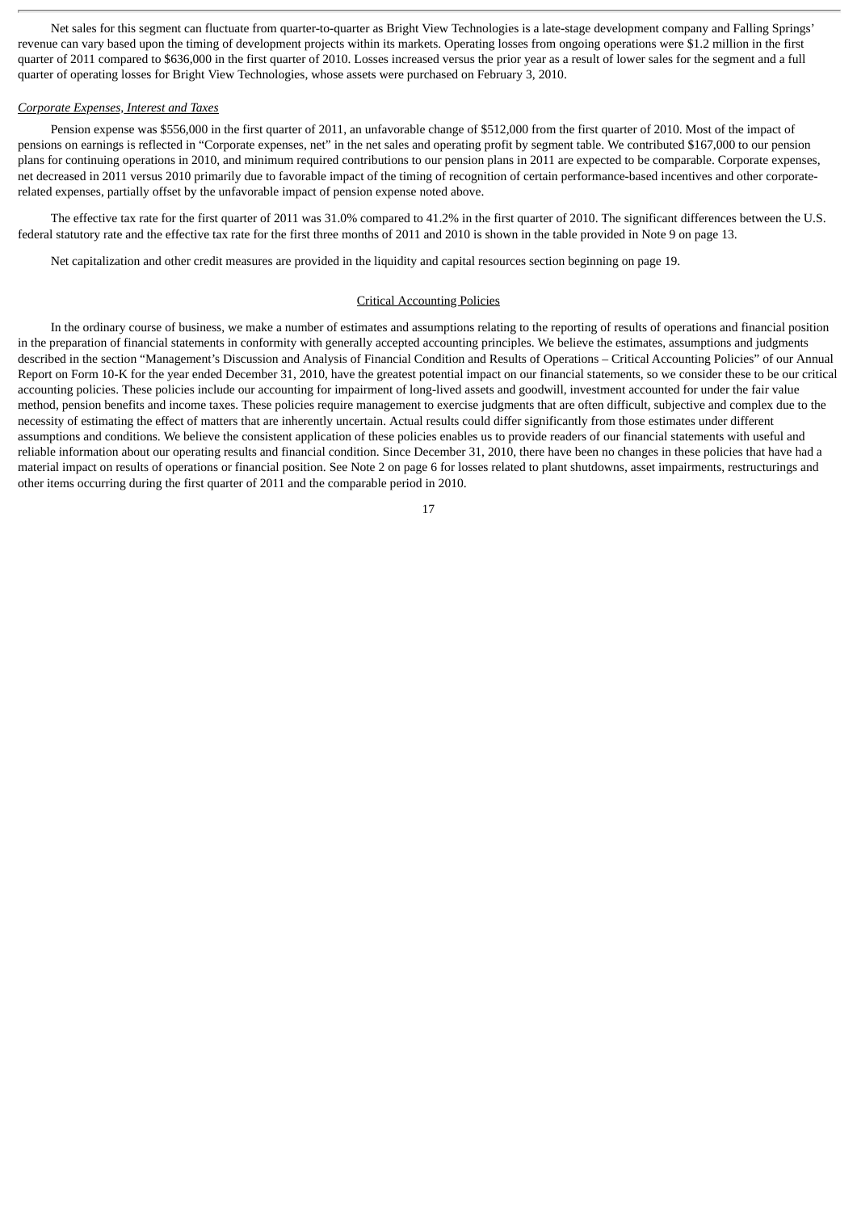Net sales for this segment can fluctuate from quarter-to-quarter as Bright View Technologies is a late-stage development company and Falling Springs' revenue can vary based upon the timing of development projects within its markets. Operating losses from ongoing operations were $1.2 million in the first quarter of 2011 compared to $636,000 in the first quarter of 2010. Losses increased versus the prior year as a result of lower sales for the segment and a full quarter of operating losses for Bright View Technologies, whose assets were purchased on February 3, 2010.

*Corporate Expenses, Interest and Taxes*

Pension expense was $556,000 in the first quarter of 2011, an unfavorable change of $512,000 from the first quarter of 2010. Most of the impact of pensions on earnings is reflected in "Corporate expenses, net" in the net sales and operating profit by segment table. We contributed $167,000 to our pension plans for continuing operations in 2010, and minimum required contributions to our pension plans in 2011 are expected to be comparable. Corporate expenses, net decreased in 2011 versus 2010 primarily due to favorable impact of the timing of recognition of certain performance-based incentives and other corporate-related expenses, partially offset by the unfavorable impact of pension expense noted above.

The effective tax rate for the first quarter of 2011 was 31.0% compared to 41.2% in the first quarter of 2010. The significant differences between the U.S. federal statutory rate and the effective tax rate for the first three months of 2011 and 2010 is shown in the table provided in Note 9 on page 13.

Net capitalization and other credit measures are provided in the liquidity and capital resources section beginning on page 19.

## Critical Accounting Policies

In the ordinary course of business, we make a number of estimates and assumptions relating to the reporting of results of operations and financial position in the preparation of financial statements in conformity with generally accepted accounting principles. We believe the estimates, assumptions and judgments described in the section "Management's Discussion and Analysis of Financial Condition and Results of Operations – Critical Accounting Policies" of our Annual Report on Form 10-K for the year ended December 31, 2010, have the greatest potential impact on our financial statements, so we consider these to be our critical accounting policies. These policies include our accounting for impairment of long-lived assets and goodwill, investment accounted for under the fair value method, pension benefits and income taxes. These policies require management to exercise judgments that are often difficult, subjective and complex due to the necessity of estimating the effect of matters that are inherently uncertain. Actual results could differ significantly from those estimates under different assumptions and conditions. We believe the consistent application of these policies enables us to provide readers of our financial statements with useful and reliable information about our operating results and financial condition. Since December 31, 2010, there have been no changes in these policies that have had a material impact on results of operations or financial position. See Note 2 on page 6 for losses related to plant shutdowns, asset impairments, restructurings and other items occurring during the first quarter of 2011 and the comparable period in 2010.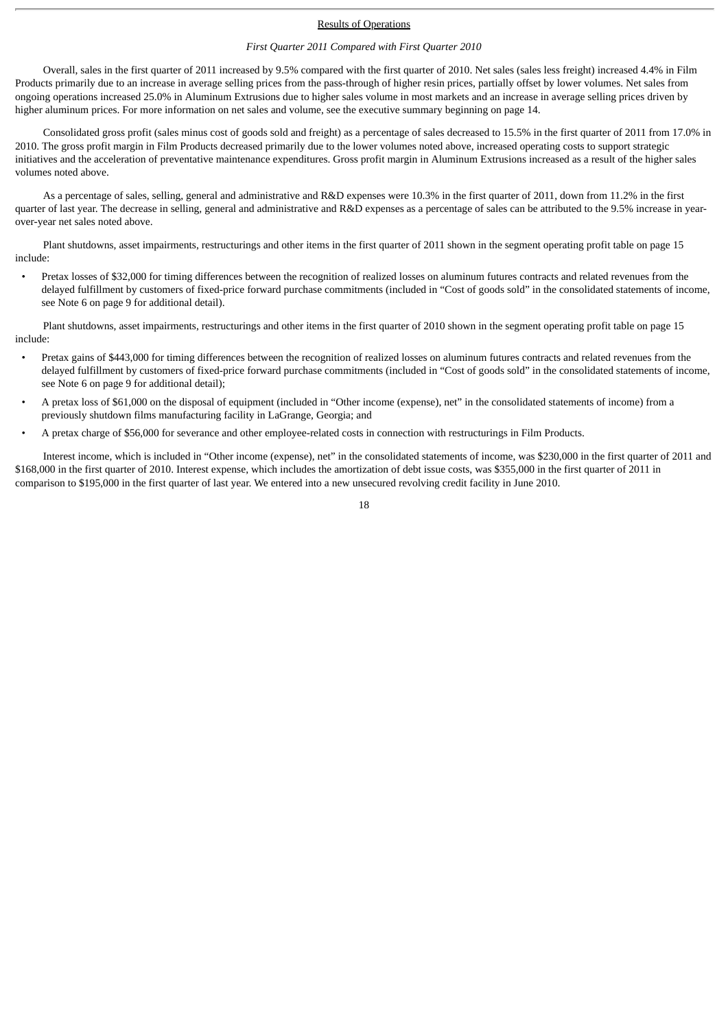## Results of Operations

*First Quarter 2011 Compared with First Quarter 2010*

Overall, sales in the first quarter of 2011 increased by 9.5% compared with the first quarter of 2010. Net sales (sales less freight) increased 4.4% in Film Products primarily due to an increase in average selling prices from the pass-through of higher resin prices, partially offset by lower volumes. Net sales from ongoing operations increased 25.0% in Aluminum Extrusions due to higher sales volume in most markets and an increase in average selling prices driven by higher aluminum prices. For more information on net sales and volume, see the executive summary beginning on page 14.

Consolidated gross profit (sales minus cost of goods sold and freight) as a percentage of sales decreased to 15.5% in the first quarter of 2011 from 17.0% in 2010. The gross profit margin in Film Products decreased primarily due to the lower volumes noted above, increased operating costs to support strategic initiatives and the acceleration of preventative maintenance expenditures. Gross profit margin in Aluminum Extrusions increased as a result of the higher sales volumes noted above.

As a percentage of sales, selling, general and administrative and R&D expenses were 10.3% in the first quarter of 2011, down from 11.2% in the first quarter of last year. The decrease in selling, general and administrative and R&D expenses as a percentage of sales can be attributed to the 9.5% increase in year-over-year net sales noted above.

Plant shutdowns, asset impairments, restructurings and other items in the first quarter of 2011 shown in the segment operating profit table on page 15 include:

- Pretax losses of $32,000 for timing differences between the recognition of realized losses on aluminum futures contracts and related revenues from the delayed fulfillment by customers of fixed-price forward purchase commitments (included in "Cost of goods sold" in the consolidated statements of income, see Note 6 on page 9 for additional detail).

Plant shutdowns, asset impairments, restructurings and other items in the first quarter of 2010 shown in the segment operating profit table on page 15 include:

- Pretax gains of $443,000 for timing differences between the recognition of realized losses on aluminum futures contracts and related revenues from the delayed fulfillment by customers of fixed-price forward purchase commitments (included in "Cost of goods sold" in the consolidated statements of income, see Note 6 on page 9 for additional detail);
- A pretax loss of $61,000 on the disposal of equipment (included in "Other income (expense), net" in the consolidated statements of income) from a previously shutdown films manufacturing facility in LaGrange, Georgia; and
- A pretax charge of $56,000 for severance and other employee-related costs in connection with restructurings in Film Products.

Interest income, which is included in "Other income (expense), net" in the consolidated statements of income, was $230,000 in the first quarter of 2011 and $168,000 in the first quarter of 2010. Interest expense, which includes the amortization of debt issue costs, was $355,000 in the first quarter of 2011 in comparison to $195,000 in the first quarter of last year. We entered into a new unsecured revolving credit facility in June 2010.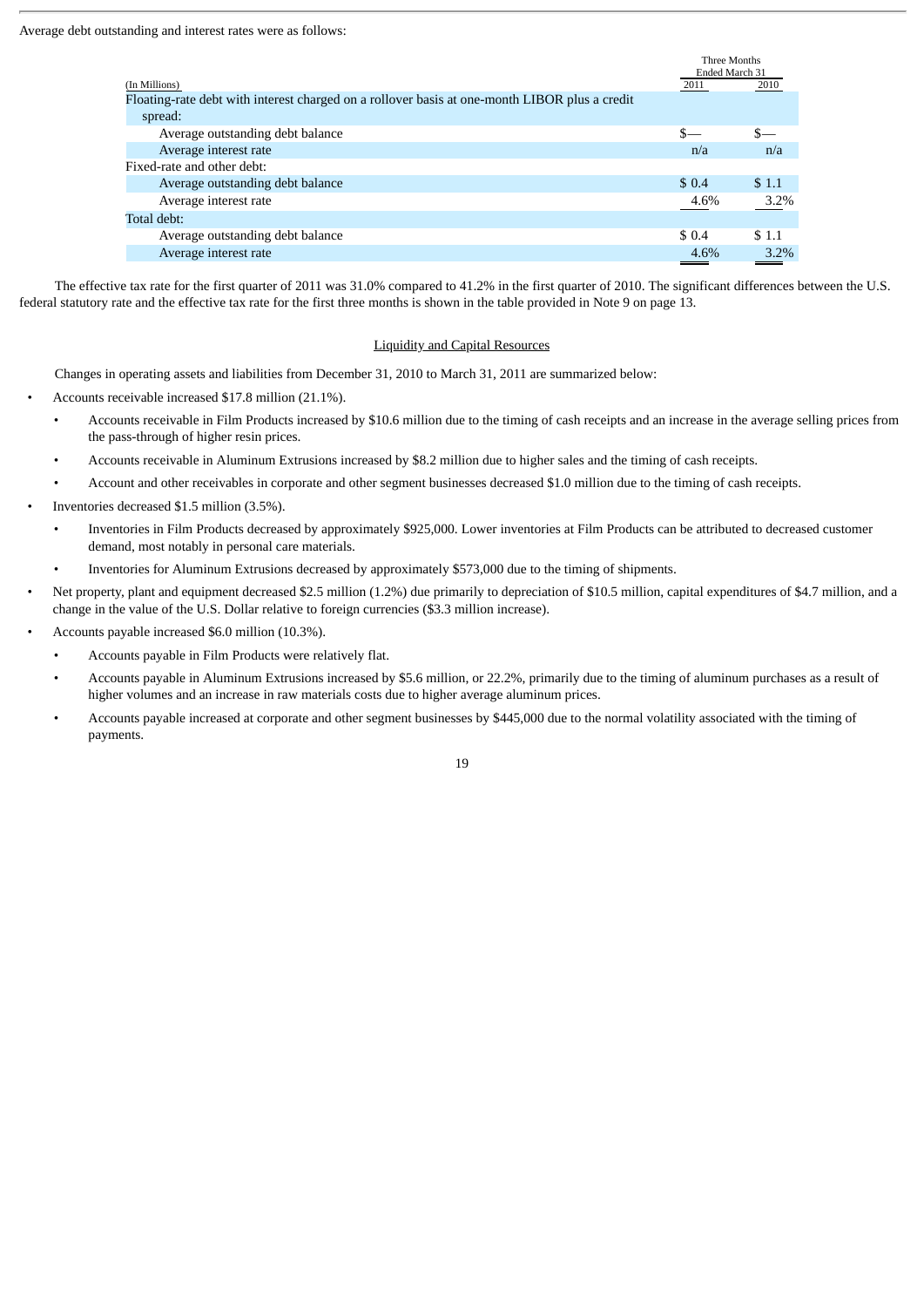Average debt outstanding and interest rates were as follows:

| (In Millions) | Three Months Ended March 31 | |
|---|---|---|
| | 2011 | 2010 |
| Floating-rate debt with interest charged on a rollover basis at one-month LIBOR plus a credit spread: | | |
| Average outstanding debt balance | $— | $— |
| Average interest rate | n/a | n/a |
| Fixed-rate and other debt: | | |
| Average outstanding debt balance | $ 0.4 | $ 1.1 |
| Average interest rate | 4.6% | 3.2% |
| Total debt: | | |
| Average outstanding debt balance | $ 0.4 | $ 1.1 |
| Average interest rate | 4.6% | 3.2% |

The effective tax rate for the first quarter of 2011 was 31.0% compared to 41.2% in the first quarter of 2010. The significant differences between the U.S. federal statutory rate and the effective tax rate for the first three months is shown in the table provided in Note 9 on page 13.

## Liquidity and Capital Resources

Changes in operating assets and liabilities from December 31, 2010 to March 31, 2011 are summarized below:

- Accounts receivable increased $17.8 million (21.1%).
  - Accounts receivable in Film Products increased by $10.6 million due to the timing of cash receipts and an increase in the average selling prices from the pass-through of higher resin prices.
  - Accounts receivable in Aluminum Extrusions increased by $8.2 million due to higher sales and the timing of cash receipts.
  - Account and other receivables in corporate and other segment businesses decreased $1.0 million due to the timing of cash receipts.
- Inventories decreased $1.5 million (3.5%).
  - Inventories in Film Products decreased by approximately $925,000. Lower inventories at Film Products can be attributed to decreased customer demand, most notably in personal care materials.
  - Inventories for Aluminum Extrusions decreased by approximately $573,000 due to the timing of shipments.
- Net property, plant and equipment decreased $2.5 million (1.2%) due primarily to depreciation of $10.5 million, capital expenditures of $4.7 million, and a change in the value of the U.S. Dollar relative to foreign currencies ($3.3 million increase).
- Accounts payable increased $6.0 million (10.3%).
  - Accounts payable in Film Products were relatively flat.
  - Accounts payable in Aluminum Extrusions increased by $5.6 million, or 22.2%, primarily due to the timing of aluminum purchases as a result of higher volumes and an increase in raw materials costs due to higher average aluminum prices.
  - Accounts payable increased at corporate and other segment businesses by $445,000 due to the normal volatility associated with the timing of payments.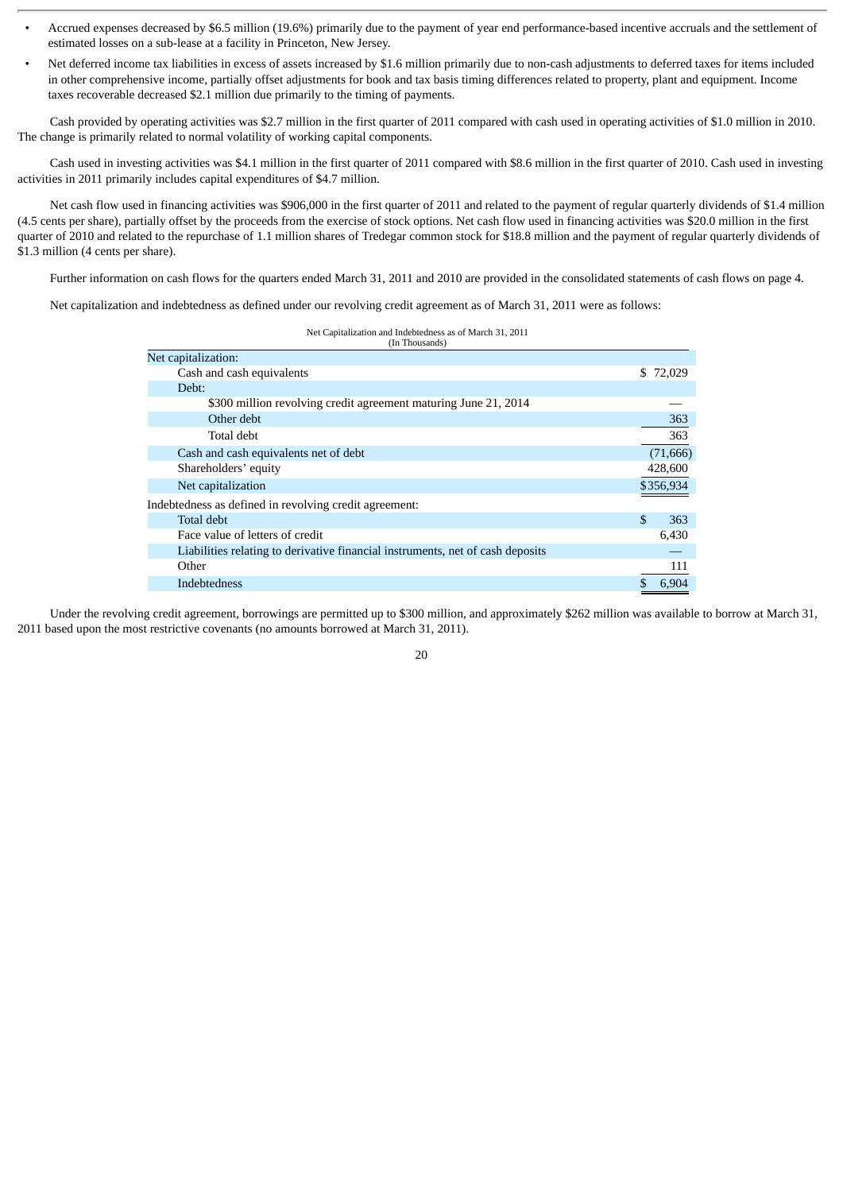- Accrued expenses decreased by $6.5 million (19.6%) primarily due to the payment of year end performance-based incentive accruals and the settlement of estimated losses on a sub-lease at a facility in Princeton, New Jersey.
- Net deferred income tax liabilities in excess of assets increased by $1.6 million primarily due to non-cash adjustments to deferred taxes for items included in other comprehensive income, partially offset adjustments for book and tax basis timing differences related to property, plant and equipment. Income taxes recoverable decreased $2.1 million due primarily to the timing of payments.

Cash provided by operating activities was $2.7 million in the first quarter of 2011 compared with cash used in operating activities of $1.0 million in 2010. The change is primarily related to normal volatility of working capital components.

Cash used in investing activities was $4.1 million in the first quarter of 2011 compared with $8.6 million in the first quarter of 2010. Cash used in investing activities in 2011 primarily includes capital expenditures of $4.7 million.

Net cash flow used in financing activities was $906,000 in the first quarter of 2011 and related to the payment of regular quarterly dividends of $1.4 million (4.5 cents per share), partially offset by the proceeds from the exercise of stock options. Net cash flow used in financing activities was $20.0 million in the first quarter of 2010 and related to the repurchase of 1.1 million shares of Tredegar common stock for $18.8 million and the payment of regular quarterly dividends of $1.3 million (4 cents per share).

Further information on cash flows for the quarters ended March 31, 2011 and 2010 are provided in the consolidated statements of cash flows on page 4.

Net capitalization and indebtedness as defined under our revolving credit agreement as of March 31, 2011 were as follows:

Net Capitalization and Indebtedness as of March 31, 2011
(In Thousands)

| | |
|---|---|
| Net capitalization: | |
| Cash and cash equivalents | $ 72,029 |
| Debt: | |
| $300 million revolving credit agreement maturing June 21, 2014 | — |
| Other debt | 363 |
| Total debt | 363 |
| Cash and cash equivalents net of debt | (71,666) |
| Shareholders' equity | 428,600 |
| Net capitalization | $356,934 |
| Indebtedness as defined in revolving credit agreement: | |
| Total debt | $ 363 |
| Face value of letters of credit | 6,430 |
| Liabilities relating to derivative financial instruments, net of cash deposits | — |
| Other | 111 |
| Indebtedness | $ 6,904 |

Under the revolving credit agreement, borrowings are permitted up to $300 million, and approximately $262 million was available to borrow at March 31, 2011 based upon the most restrictive covenants (no amounts borrowed at March 31, 2011).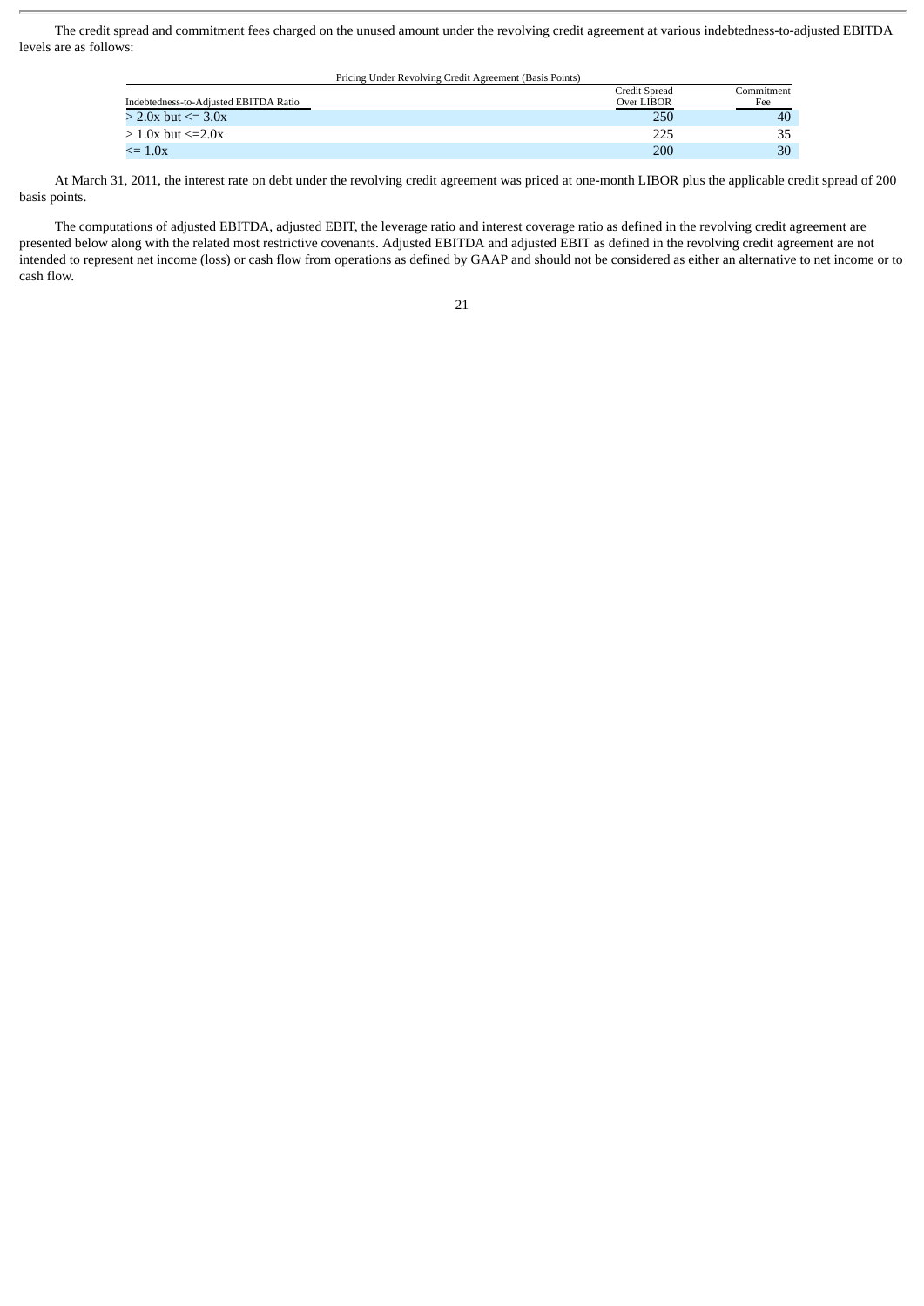The credit spread and commitment fees charged on the unused amount under the revolving credit agreement at various indebtedness-to-adjusted EBITDA levels are as follows:

Pricing Under Revolving Credit Agreement (Basis Points)

| Indebtedness-to-Adjusted EBITDA Ratio | Credit Spread Over LIBOR | Commitment Fee |
|---|---|---|
| > 2.0x but <= 3.0x | 250 | 40 |
| > 1.0x but <=2.0x | 225 | 35 |
| <= 1.0x | 200 | 30 |

At March 31, 2011, the interest rate on debt under the revolving credit agreement was priced at one-month LIBOR plus the applicable credit spread of 200 basis points.

The computations of adjusted EBITDA, adjusted EBIT, the leverage ratio and interest coverage ratio as defined in the revolving credit agreement are presented below along with the related most restrictive covenants. Adjusted EBITDA and adjusted EBIT as defined in the revolving credit agreement are not intended to represent net income (loss) or cash flow from operations as defined by GAAP and should not be considered as either an alternative to net income or to cash flow.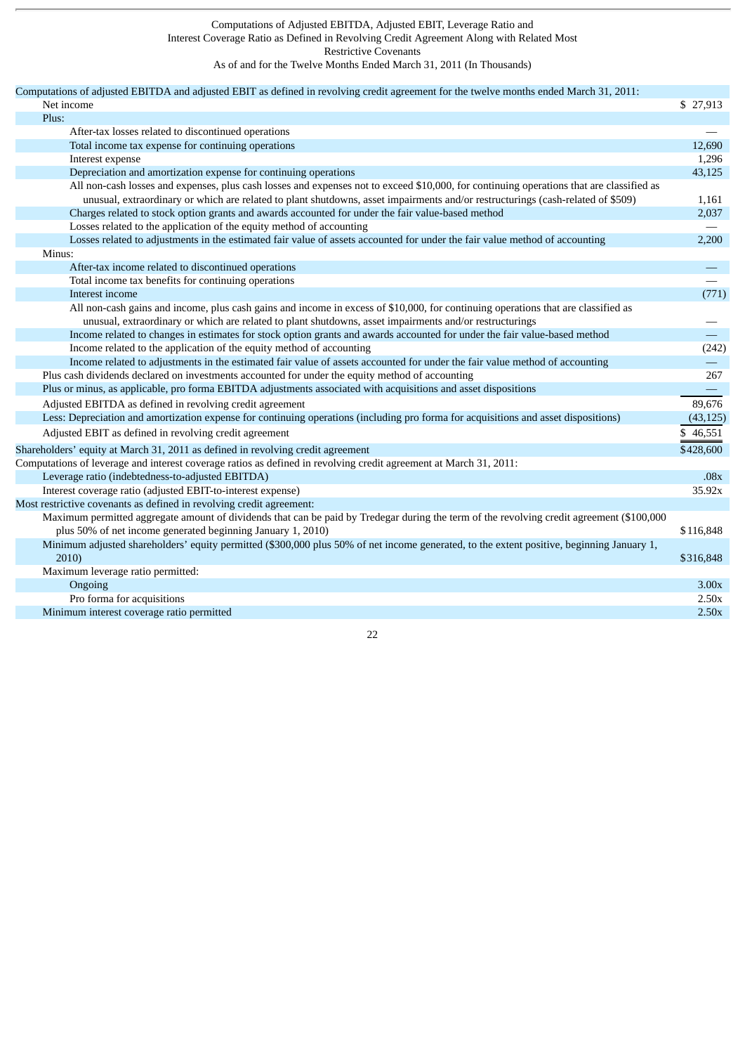Computations of Adjusted EBITDA, Adjusted EBIT, Leverage Ratio and Interest Coverage Ratio as Defined in Revolving Credit Agreement Along with Related Most Restrictive Covenants

As of and for the Twelve Months Ended March 31, 2011 (In Thousands)

| | |
|---|---|
| Computations of adjusted EBITDA and adjusted EBIT as defined in revolving credit agreement for the twelve months ended March 31, 2011: | |
| Net income | $ 27,913 |
| Plus: | |
| After-tax losses related to discontinued operations | — |
| Total income tax expense for continuing operations | 12,690 |
| Interest expense | 1,296 |
| Depreciation and amortization expense for continuing operations | 43,125 |
| All non-cash losses and expenses, plus cash losses and expenses not to exceed $10,000, for continuing operations that are classified as unusual, extraordinary or which are related to plant shutdowns, asset impairments and/or restructurings (cash-related of $509) | 1,161 |
| Charges related to stock option grants and awards accounted for under the fair value-based method | 2,037 |
| Losses related to the application of the equity method of accounting | — |
| Losses related to adjustments in the estimated fair value of assets accounted for under the fair value method of accounting | 2,200 |
| Minus: | |
| After-tax income related to discontinued operations | — |
| Total income tax benefits for continuing operations | — |
| Interest income | (771) |
| All non-cash gains and income, plus cash gains and income in excess of $10,000, for continuing operations that are classified as unusual, extraordinary or which are related to plant shutdowns, asset impairments and/or restructurings | — |
| Income related to changes in estimates for stock option grants and awards accounted for under the fair value-based method | — |
| Income related to the application of the equity method of accounting | (242) |
| Income related to adjustments in the estimated fair value of assets accounted for under the fair value method of accounting | — |
| Plus cash dividends declared on investments accounted for under the equity method of accounting | 267 |
| Plus or minus, as applicable, pro forma EBITDA adjustments associated with acquisitions and asset dispositions | — |
| Adjusted EBITDA as defined in revolving credit agreement | 89,676 |
| Less: Depreciation and amortization expense for continuing operations (including pro forma for acquisitions and asset dispositions) | (43,125) |
| Adjusted EBIT as defined in revolving credit agreement | $ 46,551 |
| Shareholders' equity at March 31, 2011 as defined in revolving credit agreement | $428,600 |
| Computations of leverage and interest coverage ratios as defined in revolving credit agreement at March 31, 2011: | |
| Leverage ratio (indebtedness-to-adjusted EBITDA) | .08x |
| Interest coverage ratio (adjusted EBIT-to-interest expense) | 35.92x |
| Most restrictive covenants as defined in revolving credit agreement: | |
| Maximum permitted aggregate amount of dividends that can be paid by Tredegar during the term of the revolving credit agreement ($100,000 plus 50% of net income generated beginning January 1, 2010) | $116,848 |
| Minimum adjusted shareholders' equity permitted ($300,000 plus 50% of net income generated, to the extent positive, beginning January 1, 2010) | $316,848 |
| Maximum leverage ratio permitted: | |
| Ongoing | 3.00x |
| Pro forma for acquisitions | 2.50x |
| Minimum interest coverage ratio permitted | 2.50x |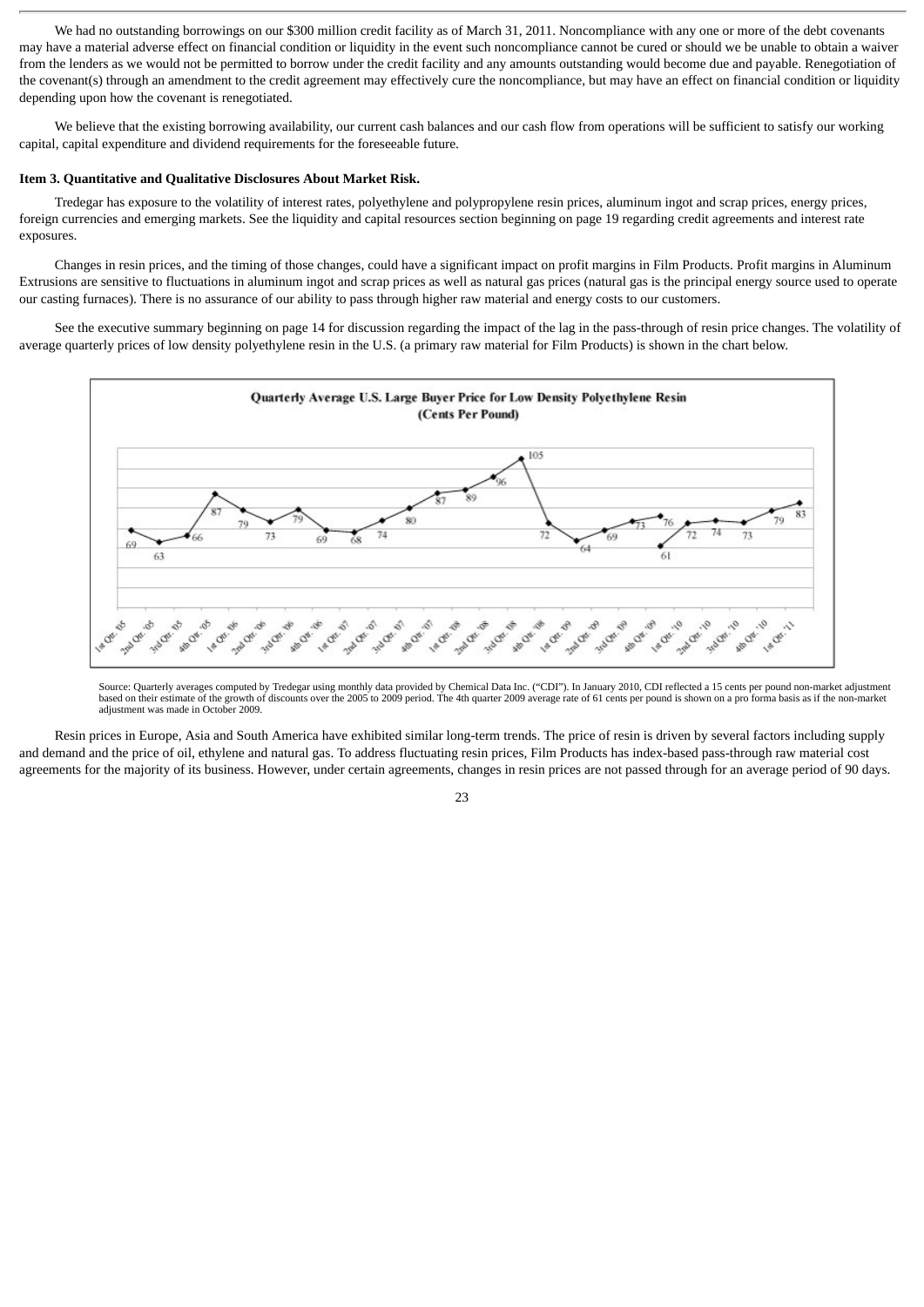We had no outstanding borrowings on our $300 million credit facility as of March 31, 2011. Noncompliance with any one or more of the debt covenants may have a material adverse effect on financial condition or liquidity in the event such noncompliance cannot be cured or should we be unable to obtain a waiver from the lenders as we would not be permitted to borrow under the credit facility and any amounts outstanding would become due and payable. Renegotiation of the covenant(s) through an amendment to the credit agreement may effectively cure the noncompliance, but may have an effect on financial condition or liquidity depending upon how the covenant is renegotiated.

We believe that the existing borrowing availability, our current cash balances and our cash flow from operations will be sufficient to satisfy our working capital, capital expenditure and dividend requirements for the foreseeable future.

**Item 3. Quantitative and Qualitative Disclosures About Market Risk.**

Tredegar has exposure to the volatility of interest rates, polyethylene and polypropylene resin prices, aluminum ingot and scrap prices, energy prices, foreign currencies and emerging markets. See the liquidity and capital resources section beginning on page 19 regarding credit agreements and interest rate exposures.

Changes in resin prices, and the timing of those changes, could have a significant impact on profit margins in Film Products. Profit margins in Aluminum Extrusions are sensitive to fluctuations in aluminum ingot and scrap prices as well as natural gas prices (natural gas is the principal energy source used to operate our casting furnaces). There is no assurance of our ability to pass through higher raw material and energy costs to our customers.

See the executive summary beginning on page 14 for discussion regarding the impact of the lag in the pass-through of resin price changes. The volatility of average quarterly prices of low density polyethylene resin in the U.S. (a primary raw material for Film Products) is shown in the chart below.

**Quarterly Average U.S. Large Buyer Price for Low Density Polyethylene Resin (Cents Per Pound)**

| Quarter | Price |
|---|---|
| 1st Qtr. '05 | 69 |
| 2nd Qtr. '05 | 63 |
| 3rd Qtr. '05 | 66 |
| 4th Qtr. '05 | 87 |
| 1st Qtr. '06 | 79 |
| 2nd Qtr. '06 | 73 |
| 3rd Qtr. '06 | 79 |
| 4th Qtr. '06 | 69 |
| 1st Qtr. '07 | 68 |
| 2nd Qtr. '07 | 74 |
| 3rd Qtr. '07 | 80 |
| 4th Qtr. '07 | 87 |
| 1st Qtr. '08 | 89 |
| 2nd Qtr. '08 | 96 |
| 3rd Qtr. '08 | 105 |
| 4th Qtr. '08 | 72 |
| 1st Qtr. '09 | 64 |
| 2nd Qtr. '09 | 69 |
| 3rd Qtr. '09 | 73 |
| 4th Qtr. '09 | 76 / 61 |
| 1st Qtr. '10 | 72 |
| 2nd Qtr. '10 | 74 |
| 3rd Qtr. '10 | 73 |
| 4th Qtr. '10 | 79 |
| 1st Qtr. '11 | 83 |

Source: Quarterly averages computed by Tredegar using monthly data provided by Chemical Data Inc. ("CDI"). In January 2010, CDI reflected a 15 cents per pound non-market adjustment based on their estimate of the growth of discounts over the 2005 to 2009 period. The 4th quarter 2009 average rate of 61 cents per pound is shown on a pro forma basis as if the non-market adjustment was made in October 2009.

Resin prices in Europe, Asia and South America have exhibited similar long-term trends. The price of resin is driven by several factors including supply and demand and the price of oil, ethylene and natural gas. To address fluctuating resin prices, Film Products has index-based pass-through raw material cost agreements for the majority of its business. However, under certain agreements, changes in resin prices are not passed through for an average period of 90 days.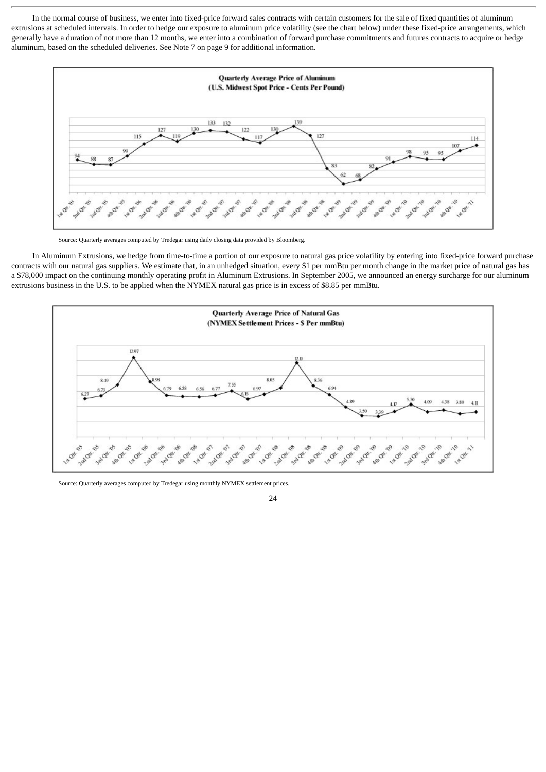In the normal course of business, we enter into fixed-price forward sales contracts with certain customers for the sale of fixed quantities of aluminum extrusions at scheduled intervals. In order to hedge our exposure to aluminum price volatility (see the chart below) under these fixed-price arrangements, which generally have a duration of not more than 12 months, we enter into a combination of forward purchase commitments and futures contracts to acquire or hedge aluminum, based on the scheduled deliveries. See Note 7 on page 9 for additional information.

**Quarterly Average Price of Aluminum (U.S. Midwest Spot Price - Cents Per Pound)**

| Quarter | Price |
|---|---|
| 1st Qtr. '05 | 94 |
| 2nd Qtr. '05 | 88 |
| 3rd Qtr. '05 | 87 |
| 4th Qtr. '05 | 99 |
| 1st Qtr. '06 | 115 |
| 2nd Qtr. '06 | 127 |
| 3rd Qtr. '06 | 119 |
| 4th Qtr. '06 | 130 |
| 1st Qtr. '07 | 133 |
| 2nd Qtr. '07 | 132 |
| 3rd Qtr. '07 | 122 |
| 4th Qtr. '07 | 117 |
| 1st Qtr. '08 | 130 |
| 2nd Qtr. '08 | 139 |
| 3rd Qtr. '08 | 127 |
| 4th Qtr. '08 | 83 |
| 1st Qtr. '09 | 62 |
| 2nd Qtr. '09 | 68 |
| 3rd Qtr. '09 | 82 |
| 4th Qtr. '09 | 91 |
| 1st Qtr. '10 | 98 |
| 2nd Qtr. '10 | 95 |
| 3rd Qtr. '10 | 95 |
| 4th Qtr. '10 | 107 |
| 1st Qtr. '11 | 114 |

Source: Quarterly averages computed by Tredegar using daily closing data provided by Bloomberg.

In Aluminum Extrusions, we hedge from time-to-time a portion of our exposure to natural gas price volatility by entering into fixed-price forward purchase contracts with our natural gas suppliers. We estimate that, in an unhedged situation, every $1 per mmBtu per month change in the market price of natural gas has a $78,000 impact on the continuing monthly operating profit in Aluminum Extrusions. In September 2005, we announced an energy surcharge for our aluminum extrusions business in the U.S. to be applied when the NYMEX natural gas price is in excess of $8.85 per mmBtu.

**Quarterly Average Price of Natural Gas (NYMEX Settlement Prices - $ Per mmBtu)**

| Quarter | Price |
|---|---|
| 1st Qtr. '05 | 6.27 |
| 2nd Qtr. '05 | 6.73 |
| 3rd Qtr. '05 | 8.49 |
| 4th Qtr. '05 | 12.97 |
| 1st Qtr. '06 | 8.98 |
| 2nd Qtr. '06 | 6.79 |
| 3rd Qtr. '06 | 6.58 |
| 4th Qtr. '06 | 6.56 |
| 1st Qtr. '07 | 6.77 |
| 2nd Qtr. '07 | 7.55 |
| 3rd Qtr. '07 | 6.16 |
| 4th Qtr. '07 | 6.97 |
| 1st Qtr. '08 | 8.03 |
| 2nd Qtr. '08 | 12.10 |
| 3rd Qtr. '08 | 8.36 |
| 4th Qtr. '08 | 6.94 |
| 1st Qtr. '09 | 4.89 |
| 2nd Qtr. '09 | 3.50 |
| 3rd Qtr. '09 | 3.39 |
| 4th Qtr. '09 | 4.17 |
| 1st Qtr. '10 | 5.30 |
| 2nd Qtr. '10 | 4.09 |
| 3rd Qtr. '10 | 4.38 |
| 4th Qtr. '10 | 3.80 |
| 1st Qtr. '11 | 4.11 |

Source: Quarterly averages computed by Tredegar using monthly NYMEX settlement prices.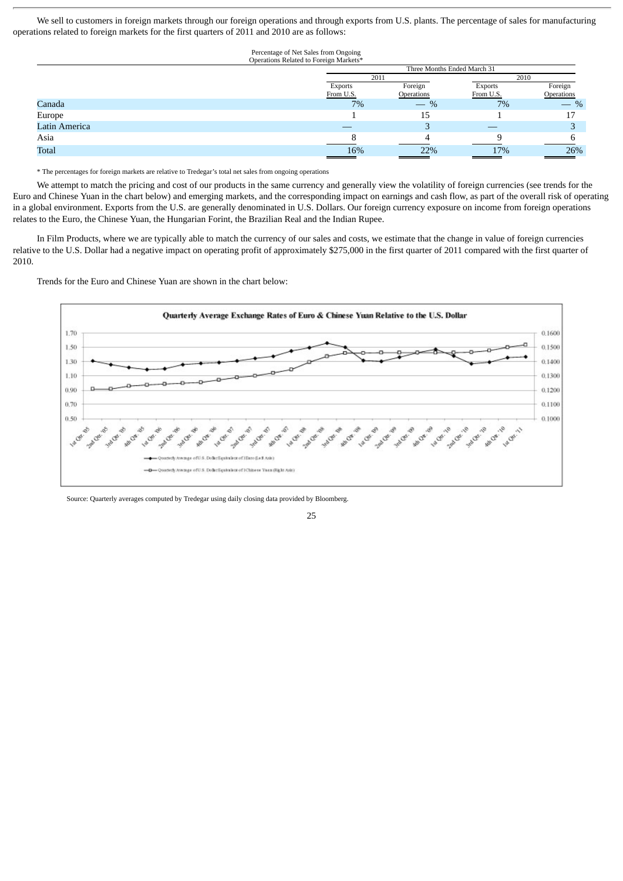We sell to customers in foreign markets through our foreign operations and through exports from U.S. plants. The percentage of sales for manufacturing operations related to foreign markets for the first quarters of 2011 and 2010 are as follows:

| Percentage of Net Sales from Ongoing Operations Related to Foreign Markets* | Three Months Ended March 31 | | | |
|---|---|---|---|---|
| | 2011 | | 2010 | |
| | Exports From U.S. | Foreign Operations | Exports From U.S. | Foreign Operations |
| Canada | 7% | — % | 7% | — % |
| Europe | 1 | 15 | 1 | 17 |
| Latin America | — | 3 | — | 3 |
| Asia | 8 | 4 | 9 | 6 |
| Total | 16% | 22% | 17% | 26% |

\* The percentages for foreign markets are relative to Tredegar's total net sales from ongoing operations

We attempt to match the pricing and cost of our products in the same currency and generally view the volatility of foreign currencies (see trends for the Euro and Chinese Yuan in the chart below) and emerging markets, and the corresponding impact on earnings and cash flow, as part of the overall risk of operating in a global environment. Exports from the U.S. are generally denominated in U.S. Dollars. Our foreign currency exposure on income from foreign operations relates to the Euro, the Chinese Yuan, the Hungarian Forint, the Brazilian Real and the Indian Rupee.

In Film Products, where we are typically able to match the currency of our sales and costs, we estimate that the change in value of foreign currencies relative to the U.S. Dollar had a negative impact on operating profit of approximately $275,000 in the first quarter of 2011 compared with the first quarter of 2010.

Trends for the Euro and Chinese Yuan are shown in the chart below:

**Quarterly Average Exchange Rates of Euro & Chinese Yuan Relative to the U.S. Dollar**

Source: Quarterly averages computed by Tredegar using daily closing data provided by Bloomberg.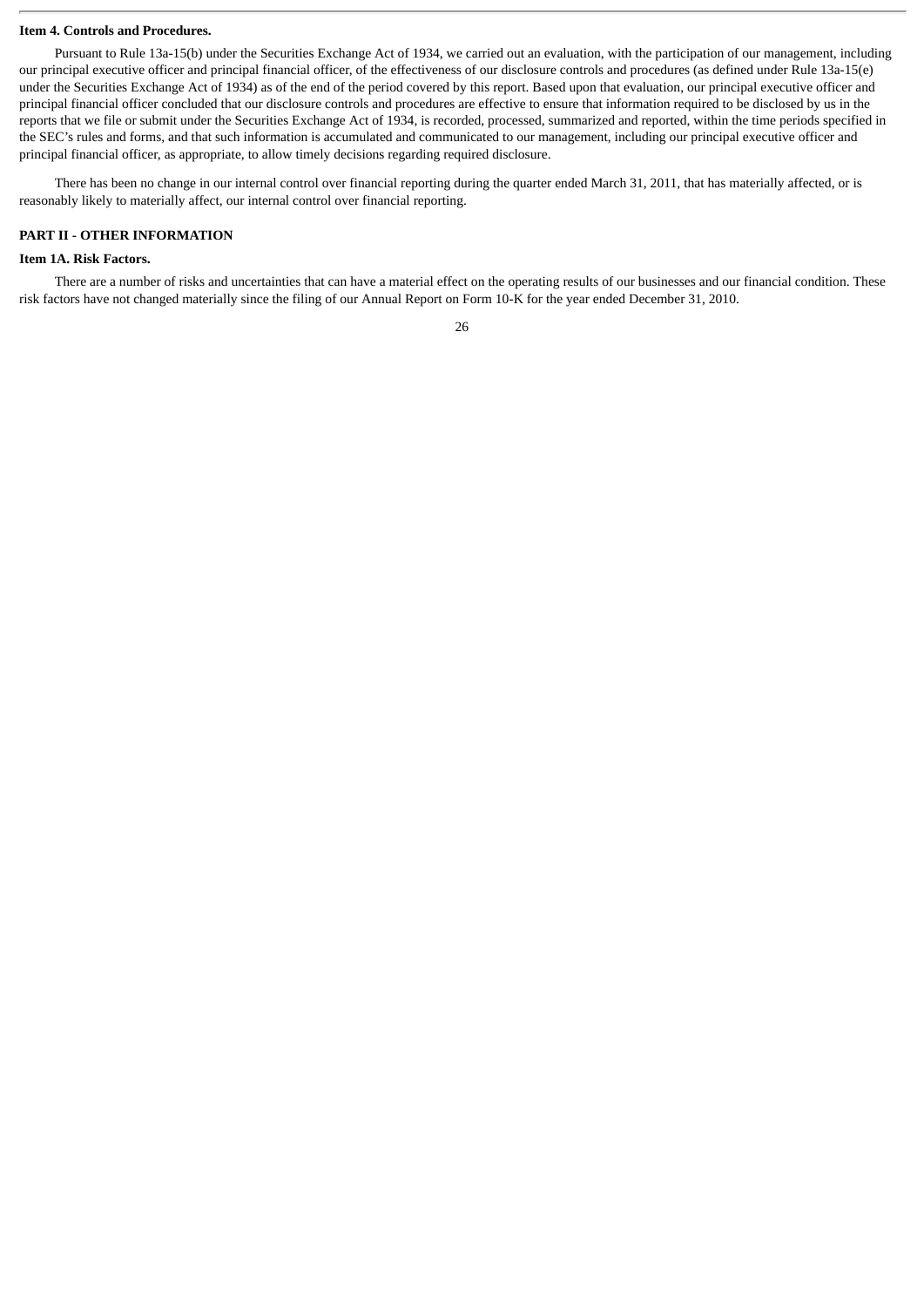**Item 4. Controls and Procedures.**

Pursuant to Rule 13a-15(b) under the Securities Exchange Act of 1934, we carried out an evaluation, with the participation of our management, including our principal executive officer and principal financial officer, of the effectiveness of our disclosure controls and procedures (as defined under Rule 13a-15(e) under the Securities Exchange Act of 1934) as of the end of the period covered by this report. Based upon that evaluation, our principal executive officer and principal financial officer concluded that our disclosure controls and procedures are effective to ensure that information required to be disclosed by us in the reports that we file or submit under the Securities Exchange Act of 1934, is recorded, processed, summarized and reported, within the time periods specified in the SEC's rules and forms, and that such information is accumulated and communicated to our management, including our principal executive officer and principal financial officer, as appropriate, to allow timely decisions regarding required disclosure.

There has been no change in our internal control over financial reporting during the quarter ended March 31, 2011, that has materially affected, or is reasonably likely to materially affect, our internal control over financial reporting.

**PART II - OTHER INFORMATION**

**Item 1A. Risk Factors.**

There are a number of risks and uncertainties that can have a material effect on the operating results of our businesses and our financial condition. These risk factors have not changed materially since the filing of our Annual Report on Form 10-K for the year ended December 31, 2010.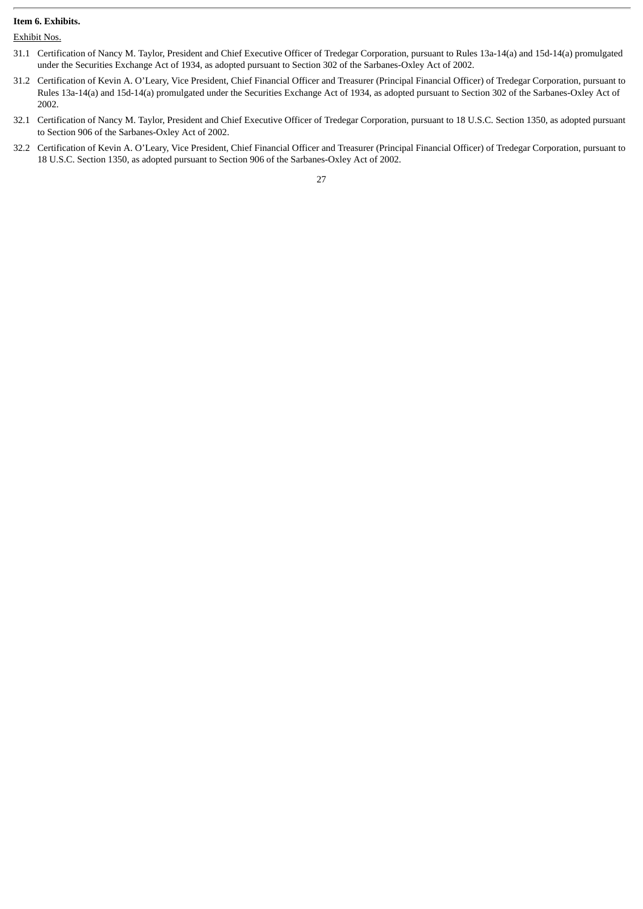**Item 6. Exhibits.**

Exhibit Nos.

31.1 Certification of Nancy M. Taylor, President and Chief Executive Officer of Tredegar Corporation, pursuant to Rules 13a-14(a) and 15d-14(a) promulgated under the Securities Exchange Act of 1934, as adopted pursuant to Section 302 of the Sarbanes-Oxley Act of 2002.

31.2 Certification of Kevin A. O'Leary, Vice President, Chief Financial Officer and Treasurer (Principal Financial Officer) of Tredegar Corporation, pursuant to Rules 13a-14(a) and 15d-14(a) promulgated under the Securities Exchange Act of 1934, as adopted pursuant to Section 302 of the Sarbanes-Oxley Act of 2002.

32.1 Certification of Nancy M. Taylor, President and Chief Executive Officer of Tredegar Corporation, pursuant to 18 U.S.C. Section 1350, as adopted pursuant to Section 906 of the Sarbanes-Oxley Act of 2002.

32.2 Certification of Kevin A. O'Leary, Vice President, Chief Financial Officer and Treasurer (Principal Financial Officer) of Tredegar Corporation, pursuant to 18 U.S.C. Section 1350, as adopted pursuant to Section 906 of the Sarbanes-Oxley Act of 2002.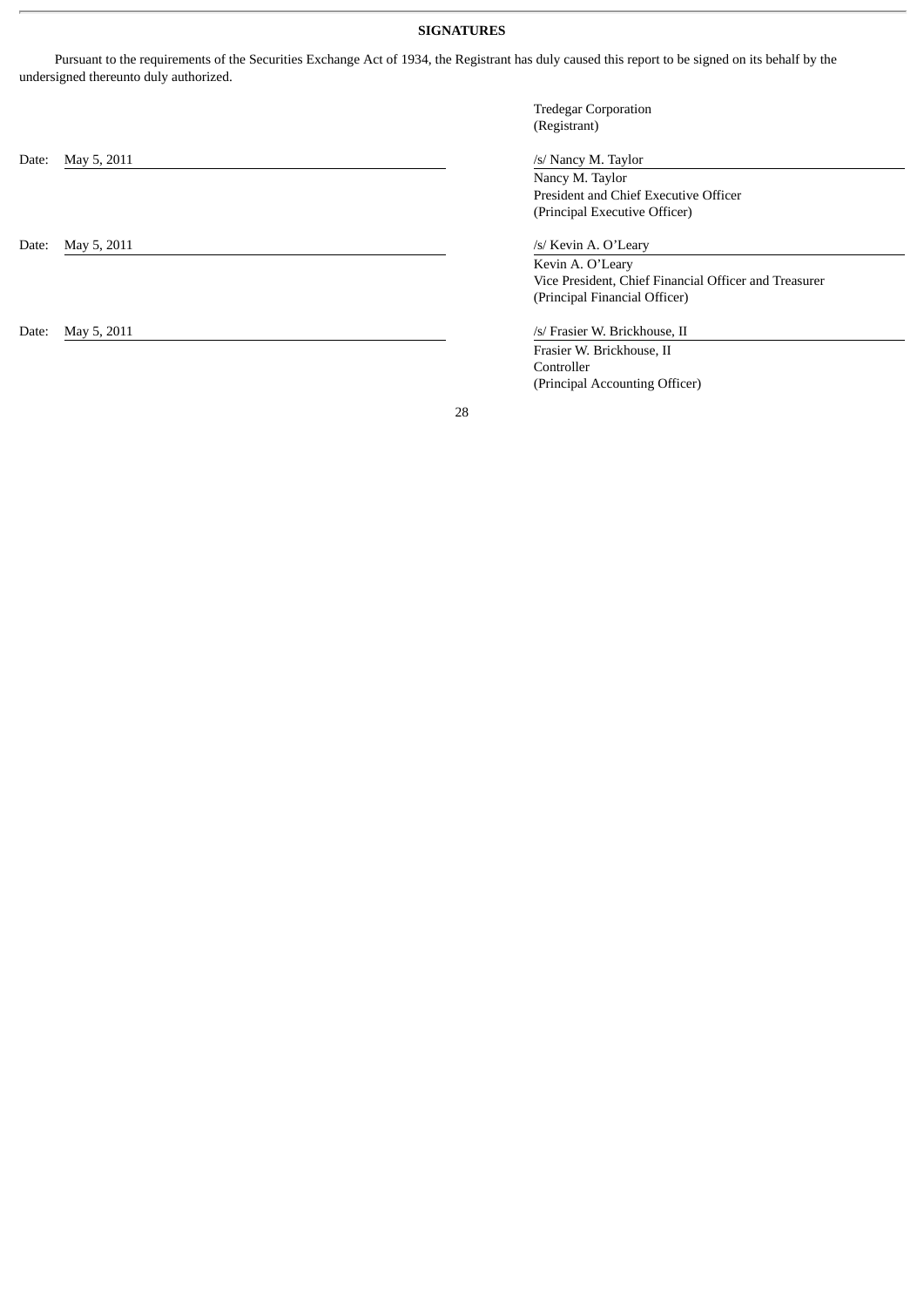## SIGNATURES

Pursuant to the requirements of the Securities Exchange Act of 1934, the Registrant has duly caused this report to be signed on its behalf by the undersigned thereunto duly authorized.

Tredegar Corporation
(Registrant)

| | |
|---|---|
| Date: May 5, 2011 | /s/ Nancy M. Taylor<br>Nancy M. Taylor<br>President and Chief Executive Officer<br>(Principal Executive Officer) |
| Date: May 5, 2011 | /s/ Kevin A. O'Leary<br>Kevin A. O'Leary<br>Vice President, Chief Financial Officer and Treasurer<br>(Principal Financial Officer) |
| Date: May 5, 2011 | /s/ Frasier W. Brickhouse, II<br>Frasier W. Brickhouse, II<br>Controller<br>(Principal Accounting Officer) |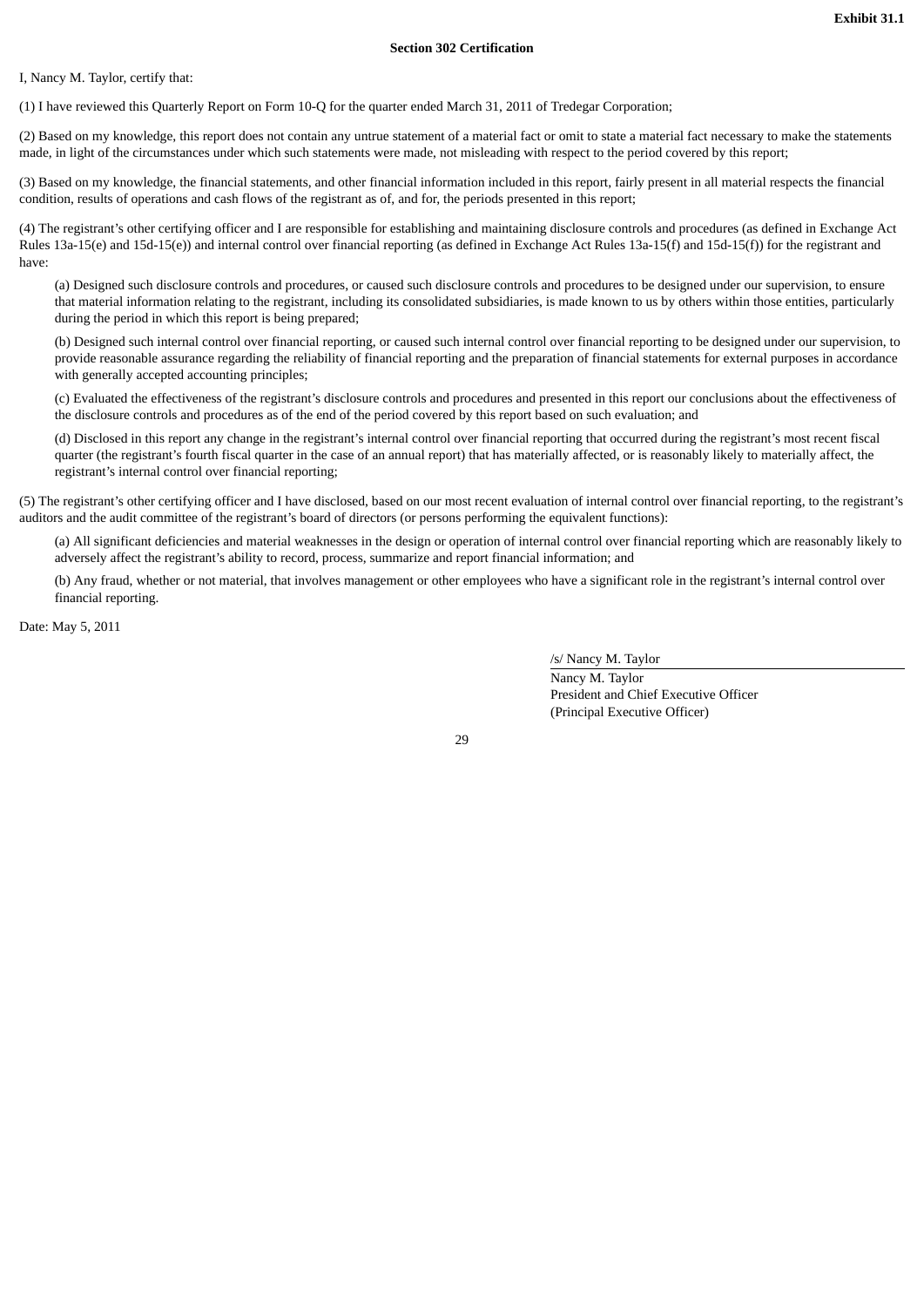**Exhibit 31.1**

**Section 302 Certification**

I, Nancy M. Taylor, certify that:

(1) I have reviewed this Quarterly Report on Form 10-Q for the quarter ended March 31, 2011 of Tredegar Corporation;

(2) Based on my knowledge, this report does not contain any untrue statement of a material fact or omit to state a material fact necessary to make the statements made, in light of the circumstances under which such statements were made, not misleading with respect to the period covered by this report;

(3) Based on my knowledge, the financial statements, and other financial information included in this report, fairly present in all material respects the financial condition, results of operations and cash flows of the registrant as of, and for, the periods presented in this report;

(4) The registrant's other certifying officer and I are responsible for establishing and maintaining disclosure controls and procedures (as defined in Exchange Act Rules 13a-15(e) and 15d-15(e)) and internal control over financial reporting (as defined in Exchange Act Rules 13a-15(f) and 15d-15(f)) for the registrant and have:

(a) Designed such disclosure controls and procedures, or caused such disclosure controls and procedures to be designed under our supervision, to ensure that material information relating to the registrant, including its consolidated subsidiaries, is made known to us by others within those entities, particularly during the period in which this report is being prepared;

(b) Designed such internal control over financial reporting, or caused such internal control over financial reporting to be designed under our supervision, to provide reasonable assurance regarding the reliability of financial reporting and the preparation of financial statements for external purposes in accordance with generally accepted accounting principles;

(c) Evaluated the effectiveness of the registrant's disclosure controls and procedures and presented in this report our conclusions about the effectiveness of the disclosure controls and procedures as of the end of the period covered by this report based on such evaluation; and

(d) Disclosed in this report any change in the registrant's internal control over financial reporting that occurred during the registrant's most recent fiscal quarter (the registrant's fourth fiscal quarter in the case of an annual report) that has materially affected, or is reasonably likely to materially affect, the registrant's internal control over financial reporting;

(5) The registrant's other certifying officer and I have disclosed, based on our most recent evaluation of internal control over financial reporting, to the registrant's auditors and the audit committee of the registrant's board of directors (or persons performing the equivalent functions):

(a) All significant deficiencies and material weaknesses in the design or operation of internal control over financial reporting which are reasonably likely to adversely affect the registrant's ability to record, process, summarize and report financial information; and

(b) Any fraud, whether or not material, that involves management or other employees who have a significant role in the registrant's internal control over financial reporting.

Date: May 5, 2011

/s/ Nancy M. Taylor

Nancy M. Taylor
President and Chief Executive Officer
(Principal Executive Officer)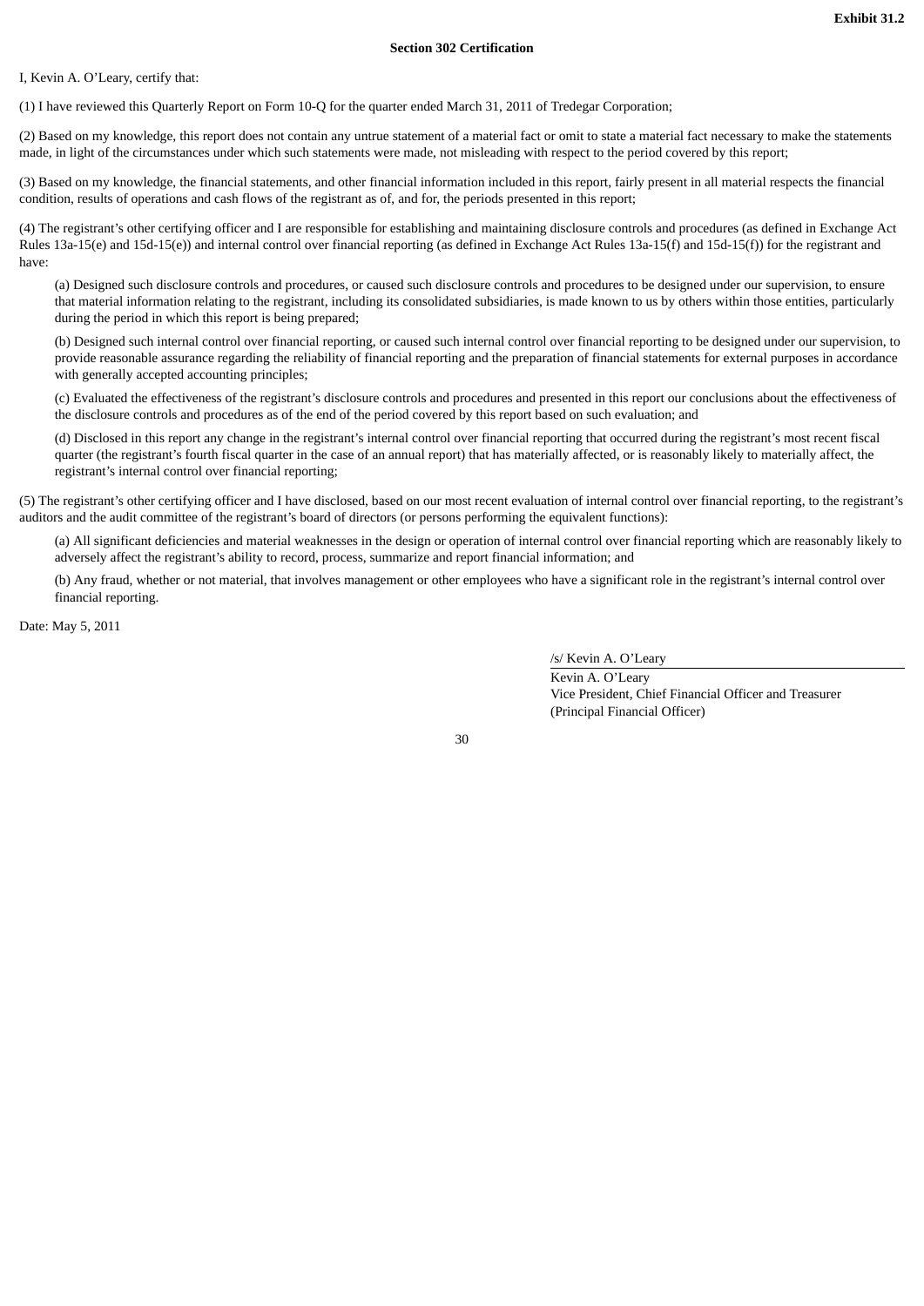**Exhibit 31.2**

**Section 302 Certification**

I, Kevin A. O'Leary, certify that:

(1) I have reviewed this Quarterly Report on Form 10-Q for the quarter ended March 31, 2011 of Tredegar Corporation;

(2) Based on my knowledge, this report does not contain any untrue statement of a material fact or omit to state a material fact necessary to make the statements made, in light of the circumstances under which such statements were made, not misleading with respect to the period covered by this report;

(3) Based on my knowledge, the financial statements, and other financial information included in this report, fairly present in all material respects the financial condition, results of operations and cash flows of the registrant as of, and for, the periods presented in this report;

(4) The registrant's other certifying officer and I are responsible for establishing and maintaining disclosure controls and procedures (as defined in Exchange Act Rules 13a-15(e) and 15d-15(e)) and internal control over financial reporting (as defined in Exchange Act Rules 13a-15(f) and 15d-15(f)) for the registrant and have:

(a) Designed such disclosure controls and procedures, or caused such disclosure controls and procedures to be designed under our supervision, to ensure that material information relating to the registrant, including its consolidated subsidiaries, is made known to us by others within those entities, particularly during the period in which this report is being prepared;

(b) Designed such internal control over financial reporting, or caused such internal control over financial reporting to be designed under our supervision, to provide reasonable assurance regarding the reliability of financial reporting and the preparation of financial statements for external purposes in accordance with generally accepted accounting principles;

(c) Evaluated the effectiveness of the registrant's disclosure controls and procedures and presented in this report our conclusions about the effectiveness of the disclosure controls and procedures as of the end of the period covered by this report based on such evaluation; and

(d) Disclosed in this report any change in the registrant's internal control over financial reporting that occurred during the registrant's most recent fiscal quarter (the registrant's fourth fiscal quarter in the case of an annual report) that has materially affected, or is reasonably likely to materially affect, the registrant's internal control over financial reporting;

(5) The registrant's other certifying officer and I have disclosed, based on our most recent evaluation of internal control over financial reporting, to the registrant's auditors and the audit committee of the registrant's board of directors (or persons performing the equivalent functions):

(a) All significant deficiencies and material weaknesses in the design or operation of internal control over financial reporting which are reasonably likely to adversely affect the registrant's ability to record, process, summarize and report financial information; and

(b) Any fraud, whether or not material, that involves management or other employees who have a significant role in the registrant's internal control over financial reporting.

Date: May 5, 2011

/s/ Kevin A. O'Leary

Kevin A. O'Leary
Vice President, Chief Financial Officer and Treasurer
(Principal Financial Officer)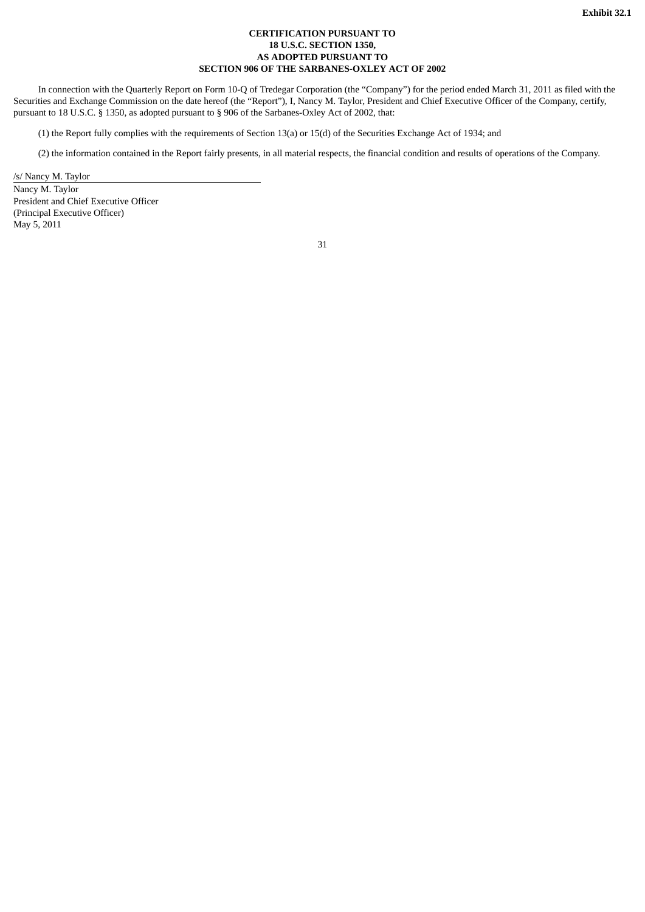**Exhibit 32.1**

**CERTIFICATION PURSUANT TO**
**18 U.S.C. SECTION 1350,**
**AS ADOPTED PURSUANT TO**
**SECTION 906 OF THE SARBANES-OXLEY ACT OF 2002**

In connection with the Quarterly Report on Form 10-Q of Tredegar Corporation (the "Company") for the period ended March 31, 2011 as filed with the Securities and Exchange Commission on the date hereof (the "Report"), I, Nancy M. Taylor, President and Chief Executive Officer of the Company, certify, pursuant to 18 U.S.C. § 1350, as adopted pursuant to § 906 of the Sarbanes-Oxley Act of 2002, that:

(1) the Report fully complies with the requirements of Section 13(a) or 15(d) of the Securities Exchange Act of 1934; and

(2) the information contained in the Report fairly presents, in all material respects, the financial condition and results of operations of the Company.

/s/ Nancy M. Taylor

Nancy M. Taylor
President and Chief Executive Officer
(Principal Executive Officer)
May 5, 2011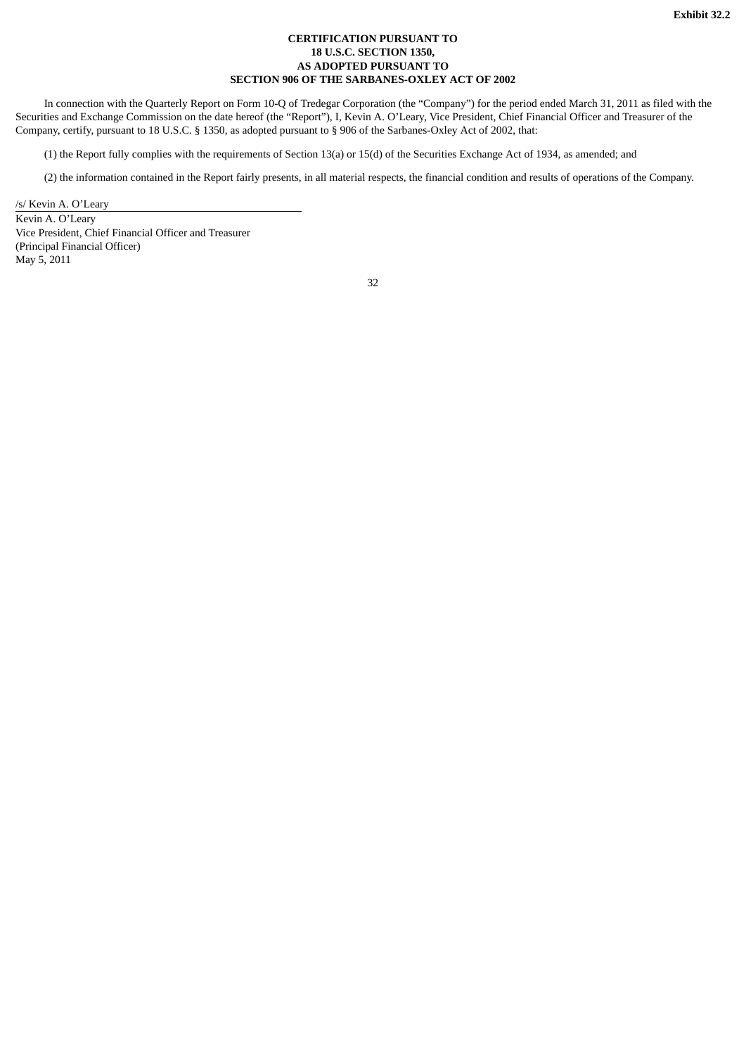**Exhibit 32.2**

**CERTIFICATION PURSUANT TO
18 U.S.C. SECTION 1350,
AS ADOPTED PURSUANT TO
SECTION 906 OF THE SARBANES-OXLEY ACT OF 2002**

In connection with the Quarterly Report on Form 10-Q of Tredegar Corporation (the "Company") for the period ended March 31, 2011 as filed with the Securities and Exchange Commission on the date hereof (the "Report"), I, Kevin A. O'Leary, Vice President, Chief Financial Officer and Treasurer of the Company, certify, pursuant to 18 U.S.C. § 1350, as adopted pursuant to § 906 of the Sarbanes-Oxley Act of 2002, that:

(1) the Report fully complies with the requirements of Section 13(a) or 15(d) of the Securities Exchange Act of 1934, as amended; and

(2) the information contained in the Report fairly presents, in all material respects, the financial condition and results of operations of the Company.

/s/ Kevin A. O'Leary

Kevin A. O'Leary
Vice President, Chief Financial Officer and Treasurer
(Principal Financial Officer)
May 5, 2011